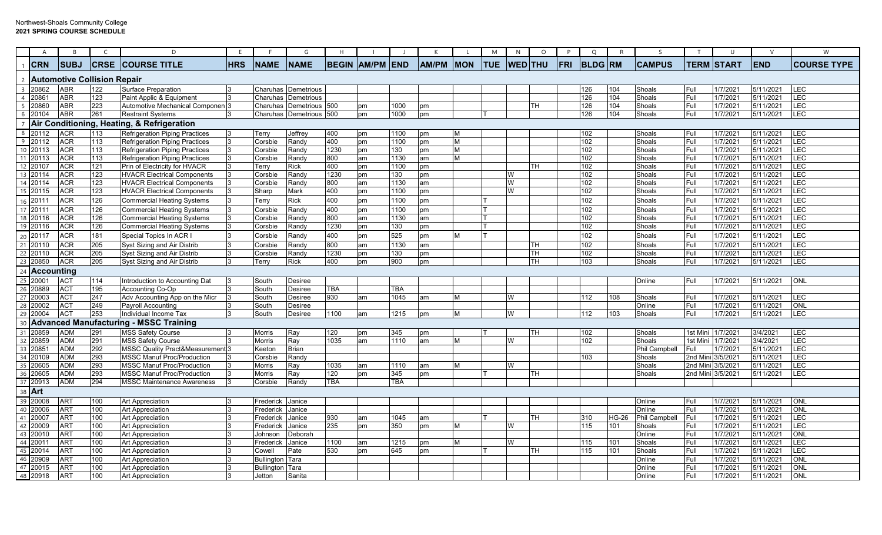Northwest-Shoals Community College
**2021 SPRING COURSE SCHEDULE**

| CRN | SUBJ | CRSE | COURSE TITLE | HRS | NAME | NAME | BEGIN | AM/PM | END | AM/PM | MON | TUE | WED | THU | FRI | BLDG | RM | CAMPUS | TERM | START | END | COURSE TYPE |
|---|---|---|---|---|---|---|---|---|---|---|---|---|---|---|---|---|---|---|---|---|---|---|
| **Automotive Collision Repair** | | | | | | | | | | | | | | | | | | | | | | |
| 20862 | ABR | 122 | Surface Preparation | 3 | Charuhas | Demetrious | | | | | | | | | | 126 | 104 | Shoals | Full | 1/7/2021 | 5/11/2021 | LEC |
| 20861 | ABR | 123 | Paint Applic & Equipment | 3 | Charuhas | Demetrious | | | | | | | | | | 126 | 104 | Shoals | Full | 1/7/2021 | 5/11/2021 | LEC |
| 20860 | ABR | 223 | Automotive Mechanical Componen | 3 | Charuhas | Demetrious | 500 | pm | 1000 | pm | | | | TH | | 126 | 104 | Shoals | Full | 1/7/2021 | 5/11/2021 | LEC |
| 20104 | ABR | 261 | Restraint Systems | 3 | Charuhas | Demetrious | 500 | pm | 1000 | pm | | T | | | | 126 | 104 | Shoals | Full | 1/7/2021 | 5/11/2021 | LEC |
| **Air Conditioning, Heating, & Refrigeration** | | | | | | | | | | | | | | | | | | | | | | |
| 20112 | ACR | 113 | Refrigeration Piping Practices | 3 | Terry | Jeffrey | 400 | pm | 1100 | pm | M | | | | | 102 | | Shoals | Full | 1/7/2021 | 5/11/2021 | LEC |
| 20112 | ACR | 113 | Refrigeration Piping Practices | 3 | Corsbie | Randy | 400 | pm | 1100 | pm | M | | | | | 102 | | Shoals | Full | 1/7/2021 | 5/11/2021 | LEC |
| 20113 | ACR | 113 | Refrigeration Piping Practices | 3 | Corsbie | Randy | 1230 | pm | 130 | pm | M | | | | | 102 | | Shoals | Full | 1/7/2021 | 5/11/2021 | LEC |
| 20113 | ACR | 113 | Refrigeration Piping Practices | 3 | Corsbie | Randy | 800 | am | 1130 | am | M | | | | | 102 | | Shoals | Full | 1/7/2021 | 5/11/2021 | LEC |
| 20107 | ACR | 121 | Prin of Electricity for HVACR | 3 | Terry | Rick | 400 | pm | 1100 | pm | | | | TH | | 102 | | Shoals | Full | 1/7/2021 | 5/11/2021 | LEC |
| 20114 | ACR | 123 | HVACR Electrical Components | 3 | Corsbie | Randy | 1230 | pm | 130 | pm | | | W | | | 102 | | Shoals | Full | 1/7/2021 | 5/11/2021 | LEC |
| 20114 | ACR | 123 | HVACR Electrical Components | 3 | Corsbie | Randy | 800 | am | 1130 | am | | | W | | | 102 | | Shoals | Full | 1/7/2021 | 5/11/2021 | LEC |
| 20115 | ACR | 123 | HVACR Electrical Components | 3 | Sharp | Mark | 400 | pm | 1100 | pm | | | W | | | 102 | | Shoals | Full | 1/7/2021 | 5/11/2021 | LEC |
| 20111 | ACR | 126 | Commercial Heating Systems | 3 | Terry | Rick | 400 | pm | 1100 | pm | | T | | | | 102 | | Shoals | Full | 1/7/2021 | 5/11/2021 | LEC |
| 20111 | ACR | 126 | Commercial Heating Systems | 3 | Corsbie | Randy | 400 | pm | 1100 | pm | | T | | | | 102 | | Shoals | Full | 1/7/2021 | 5/11/2021 | LEC |
| 20116 | ACR | 126 | Commercial Heating Systems | 3 | Corsbie | Randy | 800 | am | 1130 | am | | T | | | | 102 | | Shoals | Full | 1/7/2021 | 5/11/2021 | LEC |
| 20116 | ACR | 126 | Commercial Heating Systems | 3 | Corsbie | Randy | 1230 | pm | 130 | pm | | T | | | | 102 | | Shoals | Full | 1/7/2021 | 5/11/2021 | LEC |
| 20117 | ACR | 181 | Special Topics In ACR I | 3 | Corsbie | Randy | 400 | pm | 525 | pm | M | T | | | | 102 | | Shoals | Full | 1/7/2021 | 5/11/2021 | LEC |
| 20110 | ACR | 205 | Syst Sizing and Air Distrib | 3 | Corsbie | Randy | 800 | am | 1130 | am | | | | TH | | 102 | | Shoals | Full | 1/7/2021 | 5/11/2021 | LEC |
| 20110 | ACR | 205 | Syst Sizing and Air Distrib | 3 | Corsbie | Randy | 1230 | pm | 130 | pm | | | | TH | | 102 | | Shoals | Full | 1/7/2021 | 5/11/2021 | LEC |
| 20850 | ACR | 205 | Syst Sizing and Air Distrib | 3 | Terry | Rick | 400 | pm | 900 | pm | | | | TH | | 103 | | Shoals | Full | 1/7/2021 | 5/11/2021 | LEC |
| **Accounting** | | | | | | | | | | | | | | | | | | | | | | |
| 20001 | ACT | 114 | Introduction to Accounting Dat | 3 | South | Desiree | | | | | | | | | | | | Online | Full | 1/7/2021 | 5/11/2021 | ONL |
| 20889 | ACT | 195 | Accounting Co-Op | 3 | South | Desiree | TBA | | TBA | | | | | | | | | | | | | |
| 20003 | ACT | 247 | Adv Accounting App on the Micr | 3 | South | Desiree | 930 | am | 1045 | am | M | | W | | | 112 | 108 | Shoals | Full | 1/7/2021 | 5/11/2021 | LEC |
| 20002 | ACT | 249 | Payroll Accounting | 3 | South | Desiree | | | | | | | | | | | | Online | Full | 1/7/2021 | 5/11/2021 | ONL |
| 20004 | ACT | 253 | Individual Income Tax | 3 | South | Desiree | 1100 | am | 1215 | pm | M | | W | | | 112 | 103 | Shoals | Full | 1/7/2021 | 5/11/2021 | LEC |
| **Advanced Manufacturing - MSSC Training** | | | | | | | | | | | | | | | | | | | | | | |
| 20859 | ADM | 291 | MSS Safety Course | 3 | Morris | Ray | 120 | pm | 345 | pm | | T | | TH | | 102 | | Shoals | 1st Mini | 1/7/2021 | 3/4/2021 | LEC |
| 20859 | ADM | 291 | MSS Safety Course | 3 | Morris | Ray | 1035 | am | 1110 | am | M | | W | | | 102 | | Shoals | 1st Mini | 1/7/2021 | 3/4/2021 | LEC |
| 20851 | ADM | 292 | MSSC Quality Pract&Measurement | 3 | Keeton | Brian | | | | | | | | | | | | Phil Campbell | Full | 1/7/2021 | 5/11/2021 | LEC |
| 20109 | ADM | 293 | MSSC Manuf Proc/Production | 3 | Corsbie | Randy | | | | | | | | | | 103 | | Shoals | 2nd Mini | 3/5/2021 | 5/11/2021 | LEC |
| 20605 | ADM | 293 | MSSC Manuf Proc/Production | 3 | Morris | Ray | 1035 | am | 1110 | am | M | | W | | | | | Shoals | 2nd Mini | 3/5/2021 | 5/11/2021 | LEC |
| 20605 | ADM | 293 | MSSC Manuf Proc/Production | 3 | Morris | Ray | 120 | pm | 345 | pm | | T | | TH | | | | Shoals | 2nd Mini | 3/5/2021 | 5/11/2021 | LEC |
| 20913 | ADM | 294 | MSSC Maintenance Awareness | 3 | Corsbie | Randy | TBA | | TBA | | | | | | | | | | | | | |
| **Art** | | | | | | | | | | | | | | | | | | | | | | |
| 20008 | ART | 100 | Art Appreciation | 3 | Frederick | Janice | | | | | | | | | | | | Online | Full | 1/7/2021 | 5/11/2021 | ONL |
| 20006 | ART | 100 | Art Appreciation | 3 | Frederick | Janice | | | | | | | | | | | | Online | Full | 1/7/2021 | 5/11/2021 | ONL |
| 20007 | ART | 100 | Art Appreciation | 3 | Frederick | Janice | 930 | am | 1045 | am | | T | | TH | | 310 | HG-26 | Phil Campbell | Full | 1/7/2021 | 5/11/2021 | LEC |
| 20009 | ART | 100 | Art Appreciation | 3 | Frederick | Janice | 235 | pm | 350 | pm | M | | W | | | 115 | 101 | Shoals | Full | 1/7/2021 | 5/11/2021 | LEC |
| 20010 | ART | 100 | Art Appreciation | 3 | Johnson | Deborah | | | | | | | | | | | | Online | Full | 1/7/2021 | 5/11/2021 | ONL |
| 20011 | ART | 100 | Art Appreciation | 3 | Frederick | Janice | 1100 | am | 1215 | pm | M | | W | | | 115 | 101 | Shoals | Full | 1/7/2021 | 5/11/2021 | LEC |
| 20014 | ART | 100 | Art Appreciation | 3 | Cowell | Pate | 530 | pm | 645 | pm | | T | | TH | | 115 | 101 | Shoals | Full | 1/7/2021 | 5/11/2021 | LEC |
| 20909 | ART | 100 | Art Appreciation | 3 | Bullington | Tara | | | | | | | | | | | | Online | Full | 1/7/2021 | 5/11/2021 | ONL |
| 20015 | ART | 100 | Art Appreciation | 3 | Bullington | Tara | | | | | | | | | | | | Online | Full | 1/7/2021 | 5/11/2021 | ONL |
| 20918 | ART | 100 | Art Appreciation | 3 | Jetton | Sanita | | | | | | | | | | | | Online | Full | 1/7/2021 | 5/11/2021 | ONL |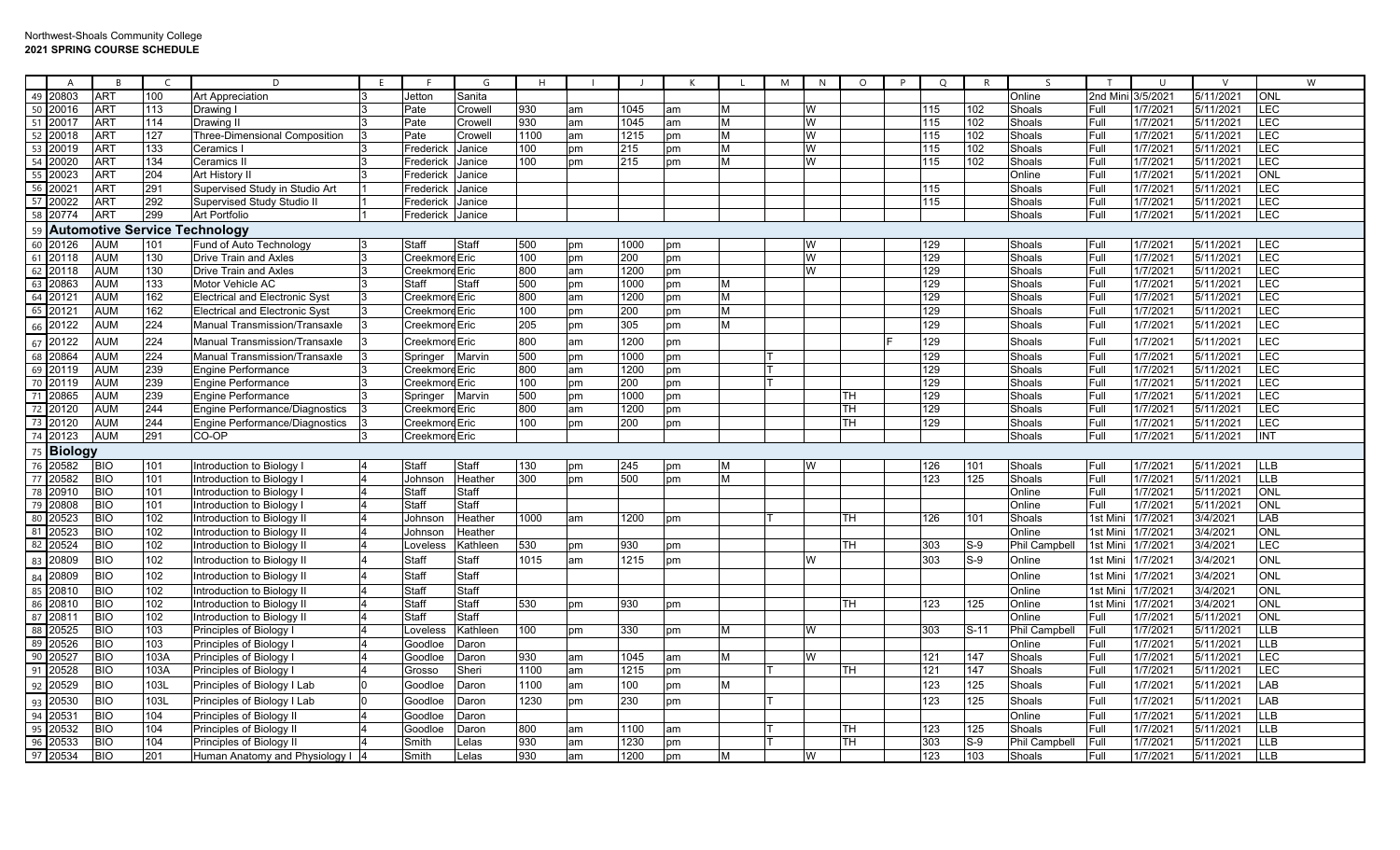Northwest-Shoals Community College
**2021 SPRING COURSE SCHEDULE**

| | A | B | C | D | E | F | G | H | I | J | K | L | M | N | O | P | Q | R | S | T | U | V | W |
|---|---|---|---|---|---|---|---|---|---|---|---|---|---|---|---|---|---|---|---|---|---|---|---|
| 49 | 20803 | ART | 100 | Art Appreciation | 3 | Jetton | Sanita | | | | | | | | | | | | Online | 2nd Mini | 3/5/2021 | 5/11/2021 | ONL |
| 50 | 20016 | ART | 113 | Drawing I | 3 | Pate | Crowell | 930 | am | 1045 | am | M | | W | | | 115 | 102 | Shoals | Full | 1/7/2021 | 5/11/2021 | LEC |
| 51 | 20017 | ART | 114 | Drawing II | 3 | Pate | Crowell | 930 | am | 1045 | am | M | | W | | | 115 | 102 | Shoals | Full | 1/7/2021 | 5/11/2021 | LEC |
| 52 | 20018 | ART | 127 | Three-Dimensional Composition | 3 | Pate | Crowell | 1100 | am | 1215 | pm | M | | W | | | 115 | 102 | Shoals | Full | 1/7/2021 | 5/11/2021 | LEC |
| 53 | 20019 | ART | 133 | Ceramics I | 3 | Frederick | Janice | 100 | pm | 215 | pm | M | | W | | | 115 | 102 | Shoals | Full | 1/7/2021 | 5/11/2021 | LEC |
| 54 | 20020 | ART | 134 | Ceramics II | 3 | Frederick | Janice | 100 | pm | 215 | pm | M | | W | | | 115 | 102 | Shoals | Full | 1/7/2021 | 5/11/2021 | LEC |
| 55 | 20023 | ART | 204 | Art History II | 3 | Frederick | Janice | | | | | | | | | | | | Online | Full | 1/7/2021 | 5/11/2021 | ONL |
| 56 | 20021 | ART | 291 | Supervised Study in Studio Art | 1 | Frederick | Janice | | | | | | | | | | 115 | | Shoals | Full | 1/7/2021 | 5/11/2021 | LEC |
| 57 | 20022 | ART | 292 | Supervised Study Studio II | 1 | Frederick | Janice | | | | | | | | | | 115 | | Shoals | Full | 1/7/2021 | 5/11/2021 | LEC |
| 58 | 20774 | ART | 299 | Art Portfolio | 1 | Frederick | Janice | | | | | | | | | | | | Shoals | Full | 1/7/2021 | 5/11/2021 | LEC |
| 59 | **Automotive Service Technology** | | | | | | | | | | | | | | | | | | | | | | |
| 60 | 20126 | AUM | 101 | Fund of Auto Technology | 3 | Staff | Staff | 500 | pm | 1000 | pm | | | W | | | 129 | | Shoals | Full | 1/7/2021 | 5/11/2021 | LEC |
| 61 | 20118 | AUM | 130 | Drive Train and Axles | 3 | Creekmore | Eric | 100 | pm | 200 | pm | | | W | | | 129 | | Shoals | Full | 1/7/2021 | 5/11/2021 | LEC |
| 62 | 20118 | AUM | 130 | Drive Train and Axles | 3 | Creekmore | Eric | 800 | am | 1200 | pm | | | W | | | 129 | | Shoals | Full | 1/7/2021 | 5/11/2021 | LEC |
| 63 | 20863 | AUM | 133 | Motor Vehicle AC | 3 | Staff | Staff | 500 | pm | 1000 | pm | M | | | | | 129 | | Shoals | Full | 1/7/2021 | 5/11/2021 | LEC |
| 64 | 20121 | AUM | 162 | Electrical and Electronic Syst | 3 | Creekmore | Eric | 800 | am | 1200 | pm | M | | | | | 129 | | Shoals | Full | 1/7/2021 | 5/11/2021 | LEC |
| 65 | 20121 | AUM | 162 | Electrical and Electronic Syst | 3 | Creekmore | Eric | 100 | pm | 200 | pm | M | | | | | 129 | | Shoals | Full | 1/7/2021 | 5/11/2021 | LEC |
| 66 | 20122 | AUM | 224 | Manual Transmission/Transaxle | 3 | Creekmore | Eric | 205 | pm | 305 | pm | M | | | | | 129 | | Shoals | Full | 1/7/2021 | 5/11/2021 | LEC |
| 67 | 20122 | AUM | 224 | Manual Transmission/Transaxle | 3 | Creekmore | Eric | 800 | am | 1200 | pm | | | | | F | 129 | | Shoals | Full | 1/7/2021 | 5/11/2021 | LEC |
| 68 | 20864 | AUM | 224 | Manual Transmission/Transaxle | 3 | Springer | Marvin | 500 | pm | 1000 | pm | | T | | | | 129 | | Shoals | Full | 1/7/2021 | 5/11/2021 | LEC |
| 69 | 20119 | AUM | 239 | Engine Performance | 3 | Creekmore | Eric | 800 | am | 1200 | pm | | T | | | | 129 | | Shoals | Full | 1/7/2021 | 5/11/2021 | LEC |
| 70 | 20119 | AUM | 239 | Engine Performance | 3 | Creekmore | Eric | 100 | pm | 200 | pm | | T | | | | 129 | | Shoals | Full | 1/7/2021 | 5/11/2021 | LEC |
| 71 | 20865 | AUM | 239 | Engine Performance | 3 | Springer | Marvin | 500 | pm | 1000 | pm | | | | TH | | 129 | | Shoals | Full | 1/7/2021 | 5/11/2021 | LEC |
| 72 | 20120 | AUM | 244 | Engine Performance/Diagnostics | 3 | Creekmore | Eric | 800 | am | 1200 | pm | | | | TH | | 129 | | Shoals | Full | 1/7/2021 | 5/11/2021 | LEC |
| 73 | 20120 | AUM | 244 | Engine Performance/Diagnostics | 3 | Creekmore | Eric | 100 | pm | 200 | pm | | | | TH | | 129 | | Shoals | Full | 1/7/2021 | 5/11/2021 | LEC |
| 74 | 20123 | AUM | 291 | CO-OP | 3 | Creekmore | Eric | | | | | | | | | | | | Shoals | Full | 1/7/2021 | 5/11/2021 | INT |
| 75 | **Biology** | | | | | | | | | | | | | | | | | | | | | | |
| 76 | 20582 | BIO | 101 | Introduction to Biology I | 4 | Staff | Staff | 130 | pm | 245 | pm | M | | W | | | 126 | 101 | Shoals | Full | 1/7/2021 | 5/11/2021 | LLB |
| 77 | 20582 | BIO | 101 | Introduction to Biology I | 4 | Johnson | Heather | 300 | pm | 500 | pm | M | | | | | 123 | 125 | Shoals | Full | 1/7/2021 | 5/11/2021 | LLB |
| 78 | 20910 | BIO | 101 | Introduction to Biology I | 4 | Staff | Staff | | | | | | | | | | | | Online | Full | 1/7/2021 | 5/11/2021 | ONL |
| 79 | 20808 | BIO | 101 | Introduction to Biology I | 4 | Staff | Staff | | | | | | | | | | | | Online | Full | 1/7/2021 | 5/11/2021 | ONL |
| 80 | 20523 | BIO | 102 | Introduction to Biology II | 4 | Johnson | Heather | 1000 | am | 1200 | pm | | T | | TH | | 126 | 101 | Shoals | 1st Mini | 1/7/2021 | 3/4/2021 | LAB |
| 81 | 20523 | BIO | 102 | Introduction to Biology II | 4 | Johnson | Heather | | | | | | | | | | | | Online | 1st Mini | 1/7/2021 | 3/4/2021 | ONL |
| 82 | 20524 | BIO | 102 | Introduction to Biology II | 4 | Loveless | Kathleen | 530 | pm | 930 | pm | | | | TH | | 303 | S-9 | Phil Campbell | 1st Mini | 1/7/2021 | 3/4/2021 | LEC |
| 83 | 20809 | BIO | 102 | Introduction to Biology II | 4 | Staff | Staff | 1015 | am | 1215 | pm | | | W | | | 303 | S-9 | Online | 1st Mini | 1/7/2021 | 3/4/2021 | ONL |
| 84 | 20809 | BIO | 102 | Introduction to Biology II | 4 | Staff | Staff | | | | | | | | | | | | Online | 1st Mini | 1/7/2021 | 3/4/2021 | ONL |
| 85 | 20810 | BIO | 102 | Introduction to Biology II | 4 | Staff | Staff | | | | | | | | | | | | Online | 1st Mini | 1/7/2021 | 3/4/2021 | ONL |
| 86 | 20810 | BIO | 102 | Introduction to Biology II | 4 | Staff | Staff | 530 | pm | 930 | pm | | | | TH | | 123 | 125 | Online | 1st Mini | 1/7/2021 | 3/4/2021 | ONL |
| 87 | 20811 | BIO | 102 | Introduction to Biology II | 4 | Staff | Staff | | | | | | | | | | | | Online | Full | 1/7/2021 | 5/11/2021 | ONL |
| 88 | 20525 | BIO | 103 | Principles of Biology I | 4 | Loveless | Kathleen | 100 | pm | 330 | pm | M | | W | | | 303 | S-11 | Phil Campbell | Full | 1/7/2021 | 5/11/2021 | LLB |
| 89 | 20526 | BIO | 103 | Principles of Biology I | 4 | Goodloe | Daron | | | | | | | | | | | | Online | Full | 1/7/2021 | 5/11/2021 | LLB |
| 90 | 20527 | BIO | 103A | Principles of Biology I | 4 | Goodloe | Daron | 930 | am | 1045 | am | M | | W | | | 121 | 147 | Shoals | Full | 1/7/2021 | 5/11/2021 | LEC |
| 91 | 20528 | BIO | 103A | Principles of Biology I | 4 | Grosso | Sheri | 1100 | am | 1215 | pm | | T | | TH | | 121 | 147 | Shoals | Full | 1/7/2021 | 5/11/2021 | LEC |
| 92 | 20529 | BIO | 103L | Principles of Biology I Lab | 0 | Goodloe | Daron | 1100 | am | 100 | pm | M | | | | | 123 | 125 | Shoals | Full | 1/7/2021 | 5/11/2021 | LAB |
| 93 | 20530 | BIO | 103L | Principles of Biology I Lab | 0 | Goodloe | Daron | 1230 | pm | 230 | pm | | T | | | | 123 | 125 | Shoals | Full | 1/7/2021 | 5/11/2021 | LAB |
| 94 | 20531 | BIO | 104 | Principles of Biology II | 4 | Goodloe | Daron | | | | | | | | | | | | Online | Full | 1/7/2021 | 5/11/2021 | LLB |
| 95 | 20532 | BIO | 104 | Principles of Biology II | 4 | Goodloe | Daron | 800 | am | 1100 | am | | T | | TH | | 123 | 125 | Shoals | Full | 1/7/2021 | 5/11/2021 | LLB |
| 96 | 20533 | BIO | 104 | Principles of Biology II | 4 | Smith | Lelas | 930 | am | 1230 | pm | | T | | TH | | 303 | S-9 | Phil Campbell | Full | 1/7/2021 | 5/11/2021 | LLB |
| 97 | 20534 | BIO | 201 | Human Anatomy and Physiology I | 4 | Smith | Lelas | 930 | am | 1200 | pm | M | | W | | | 123 | 103 | Shoals | Full | 1/7/2021 | 5/11/2021 | LLB |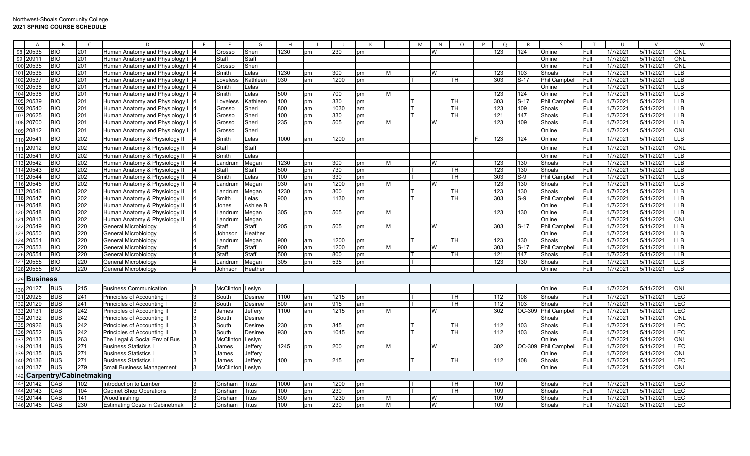Northwest-Shoals Community College
**2021 SPRING COURSE SCHEDULE**

| | A | B | C | D | E | F | G | H | I | J | K | L | M | N | O | P | Q | R | S | T | U | V | W |
|---|---|---|---|---|---|---|---|---|---|---|---|---|---|---|---|---|---|---|---|---|---|---|---|
| 98 | 20535 | BIO | 201 | Human Anatomy and Physiology I | 4 | Grosso | Sheri | 1230 | pm | 230 | pm | | | W | | | 123 | 124 | Online | Full | 1/7/2021 | 5/11/2021 | ONL |
| 99 | 20911 | BIO | 201 | Human Anatomy and Physiology I | 4 | Staff | Staff | | | | | | | | | | | | Online | Full | 1/7/2021 | 5/11/2021 | ONL |
| 100 | 20535 | BIO | 201 | Human Anatomy and Physiology I | 4 | Grosso | Sheri | | | | | | | | | | | | Online | Full | 1/7/2021 | 5/11/2021 | ONL |
| 101 | 20536 | BIO | 201 | Human Anatomy and Physiology I | 4 | Smith | Lelas | 1230 | pm | 300 | pm | M | | W | | | 123 | 103 | Shoals | Full | 1/7/2021 | 5/11/2021 | LLB |
| 102 | 20537 | BIO | 201 | Human Anatomy and Physiology I | 4 | Loveless | Kathleen | 930 | am | 1200 | pm | | T | | TH | | 303 | S-17 | Phil Campbell | Full | 1/7/2021 | 5/11/2021 | LLB |
| 103 | 20538 | BIO | 201 | Human Anatomy and Physiology I | 4 | Smith | Lelas | | | | | | | | | | | | Online | Full | 1/7/2021 | 5/11/2021 | LLB |
| 104 | 20538 | BIO | 201 | Human Anatomy and Physiology I | 4 | Smith | Lelas | 500 | pm | 700 | pm | M | | | | | 123 | 124 | Online | Full | 1/7/2021 | 5/11/2021 | LLB |
| 105 | 20539 | BIO | 201 | Human Anatomy and Physiology I | 4 | Loveless | Kathleen | 100 | pm | 330 | pm | | T | | TH | | 303 | S-17 | Phil Campbell | Full | 1/7/2021 | 5/11/2021 | LLB |
| 106 | 20540 | BIO | 201 | Human Anatomy and Physiology I | 4 | Grosso | Sheri | 800 | am | 1030 | am | | T | | TH | | 123 | 109 | Shoals | Full | 1/7/2021 | 5/11/2021 | LLB |
| 107 | 20625 | BIO | 201 | Human Anatomy and Physiology I | 4 | Grosso | Sheri | 100 | pm | 330 | pm | | T | | TH | | 121 | 147 | Shoals | Full | 1/7/2021 | 5/11/2021 | LLB |
| 108 | 20700 | BIO | 201 | Human Anatomy and Physiology I | 4 | Grosso | Sheri | 235 | pm | 505 | pm | M | | W | | | 123 | 109 | Shoals | Full | 1/7/2021 | 5/11/2021 | LLB |
| 109 | 20812 | BIO | 201 | Human Anatomy and Physiology I | 4 | Grosso | Sheri | | | | | | | | | | | | Online | Full | 1/7/2021 | 5/11/2021 | ONL |
| 110 | 20541 | BIO | 202 | Human Anatomy & Physiology II | 4 | Smith | Lelas | 1000 | am | 1200 | pm | | | | | F | 123 | 124 | Online | Full | 1/7/2021 | 5/11/2021 | LLB |
| 111 | 20912 | BIO | 202 | Human Anatomy & Physiology II | 4 | Staff | Staff | | | | | | | | | | | | Online | Full | 1/7/2021 | 5/11/2021 | ONL |
| 112 | 20541 | BIO | 202 | Human Anatomy & Physiology II | 4 | Smith | Lelas | | | | | | | | | | | | Online | Full | 1/7/2021 | 5/11/2021 | LLB |
| 113 | 20542 | BIO | 202 | Human Anatomy & Physiology II | 4 | Landrum | Megan | 1230 | pm | 300 | pm | M | | W | | | 123 | 130 | Shoals | Full | 1/7/2021 | 5/11/2021 | LLB |
| 114 | 20543 | BIO | 202 | Human Anatomy & Physiology II | 4 | Staff | Staff | 500 | pm | 730 | pm | | T | | TH | | 123 | 130 | Shoals | Full | 1/7/2021 | 5/11/2021 | LLB |
| 115 | 20544 | BIO | 202 | Human Anatomy & Physiology II | 4 | Smith | Lelas | 100 | pm | 330 | pm | | T | | TH | | 303 | S-9 | Phil Campbell | Full | 1/7/2021 | 5/11/2021 | LLB |
| 116 | 20545 | BIO | 202 | Human Anatomy & Physiology II | 4 | Landrum | Megan | 930 | am | 1200 | pm | M | | W | | | 123 | 130 | Shoals | Full | 1/7/2021 | 5/11/2021 | LLB |
| 117 | 20546 | BIO | 202 | Human Anatomy & Physiology II | 4 | Landrum | Megan | 1230 | pm | 300 | pm | | T | | TH | | 123 | 130 | Shoals | Full | 1/7/2021 | 5/11/2021 | LLB |
| 118 | 20547 | BIO | 202 | Human Anatomy & Physiology II | 4 | Smith | Lelas | 900 | am | 1130 | am | | T | | TH | | 303 | S-9 | Phil Campbell | Full | 1/7/2021 | 5/11/2021 | LLB |
| 119 | 20548 | BIO | 202 | Human Anatomy & Physiology II | 4 | Jones | Ashlee B | | | | | | | | | | | | Online | Full | 1/7/2021 | 5/11/2021 | LLB |
| 120 | 20548 | BIO | 202 | Human Anatomy & Physiology II | 4 | Landrum | Megan | 305 | pm | 505 | pm | M | | | | | 123 | 130 | Online | Full | 1/7/2021 | 5/11/2021 | LLB |
| 121 | 20813 | BIO | 202 | Human Anatomy & Physiology II | 4 | Landrum | Megan | | | | | | | | | | | | Online | Full | 1/7/2021 | 5/11/2021 | ONL |
| 122 | 20549 | BIO | 220 | General Microbiology | 4 | Staff | Staff | 205 | pm | 505 | pm | M | | W | | | 303 | S-17 | Phil Campbell | Full | 1/7/2021 | 5/11/2021 | LLB |
| 123 | 20550 | BIO | 220 | General Microbiology | 4 | Johnson | Heather | | | | | | | | | | | | Online | Full | 1/7/2021 | 5/11/2021 | LLB |
| 124 | 20551 | BIO | 220 | General Microbiology | 4 | Landrum | Megan | 900 | am | 1200 | pm | | T | | TH | | 123 | 130 | Shoals | Full | 1/7/2021 | 5/11/2021 | LLB |
| 125 | 20553 | BIO | 220 | General Microbiology | 4 | Staff | Staff | 900 | am | 1200 | pm | M | | W | | | 303 | S-17 | Phil Campbell | Full | 1/7/2021 | 5/11/2021 | LLB |
| 126 | 20554 | BIO | 220 | General Microbiology | 4 | Staff | Staff | 500 | pm | 800 | pm | | T | | TH | | 121 | 147 | Shoals | Full | 1/7/2021 | 5/11/2021 | LLB |
| 127 | 20555 | BIO | 220 | General Microbiology | 4 | Landrum | Megan | 305 | pm | 535 | pm | | T | | | | 123 | 130 | Shoals | Full | 1/7/2021 | 5/11/2021 | LLB |
| 128 | 20555 | BIO | 220 | General Microbiology | 4 | Johnson | Heather | | | | | | | | | | | | Online | Full | 1/7/2021 | 5/11/2021 | LLB |
| 129 | **Business** | | | | | | | | | | | | | | | | | | | | | | |
| 130 | 20127 | BUS | 215 | Business Communication | 3 | McClinton | Leslyn | | | | | | | | | | | | Online | Full | 1/7/2021 | 5/11/2021 | ONL |
| 131 | 20925 | BUS | 241 | Principles of Accounting I | 3 | South | Desiree | 1100 | am | 1215 | pm | | T | | TH | | 112 | 108 | Shoals | Full | 1/7/2021 | 5/11/2021 | LEC |
| 132 | 20129 | BUS | 241 | Principles of Accounting I | 3 | South | Desiree | 800 | am | 915 | am | | T | | TH | | 112 | 103 | Shoals | Full | 1/7/2021 | 5/11/2021 | LEC |
| 133 | 20131 | BUS | 242 | Principles of Accounting II | 3 | James | Jeffery | 1100 | am | 1215 | pm | M | | W | | | 302 | OC-309 | Phil Campbell | Full | 1/7/2021 | 5/11/2021 | LEC |
| 134 | 20132 | BUS | 242 | Principles of Accounting II | 3 | South | Desiree | | | | | | | | | | | | Shoals | Full | 1/7/2021 | 5/11/2021 | ONL |
| 135 | 20926 | BUS | 242 | Principles of Accounting II | 3 | South | Desiree | 230 | pm | 345 | pm | | T | | TH | | 112 | 103 | Shoals | Full | 1/7/2021 | 5/11/2021 | LEC |
| 136 | 20552 | BUS | 242 | Principles of Accounting II | 3 | South | Desiree | 930 | am | 1045 | am | | T | | TH | | 112 | 103 | Shoals | Full | 1/7/2021 | 5/11/2021 | LEC |
| 137 | 20133 | BUS | 263 | The Legal & Social Env of Bus | 3 | McClinton | Leslyn | | | | | | | | | | | | Online | Full | 1/7/2021 | 5/11/2021 | ONL |
| 138 | 20134 | BUS | 271 | Business Statistics I | 3 | James | Jeffery | 1245 | pm | 200 | pm | M | | W | | | 302 | OC-309 | Phil Campbell | Full | 1/7/2021 | 5/11/2021 | LEC |
| 139 | 20135 | BUS | 271 | Business Statistics I | 3 | James | Jeffery | | | | | | | | | | | | Online | Full | 1/7/2021 | 5/11/2021 | ONL |
| 140 | 20136 | BUS | 271 | Business Statistics I | 3 | James | Jeffery | 100 | pm | 215 | pm | | T | | TH | | 112 | 108 | Shoals | Full | 1/7/2021 | 5/11/2021 | LEC |
| 141 | 20137 | BUS | 279 | Small Business Management | 3 | McClinton | Leslyn | | | | | | | | | | | | Online | Full | 1/7/2021 | 5/11/2021 | ONL |
| 142 | **Carpentry/Cabinetmaking** | | | | | | | | | | | | | | | | | | | | | | |
| 143 | 20142 | CAB | 102 | Introduction to Lumber | 3 | Grisham | Titus | 1000 | am | 1200 | pm | | T | | TH | | 109 | | Shoals | Full | 1/7/2021 | 5/11/2021 | LEC |
| 144 | 20143 | CAB | 104 | Cabinet Shop Operations | 3 | Grisham | Titus | 100 | pm | 230 | pm | | T | | TH | | 109 | | Shoals | Full | 1/7/2021 | 5/11/2021 | LEC |
| 145 | 20144 | CAB | 141 | Woodfinishing | 3 | Grisham | Titus | 800 | am | 1230 | pm | M | | W | | | 109 | | Shoals | Full | 1/7/2021 | 5/11/2021 | LEC |
| 146 | 20145 | CAB | 230 | Estimating Costs in Cabinetmak | 3 | Grisham | Titus | 100 | pm | 230 | pm | M | | W | | | 109 | | Shoals | Full | 1/7/2021 | 5/11/2021 | LEC |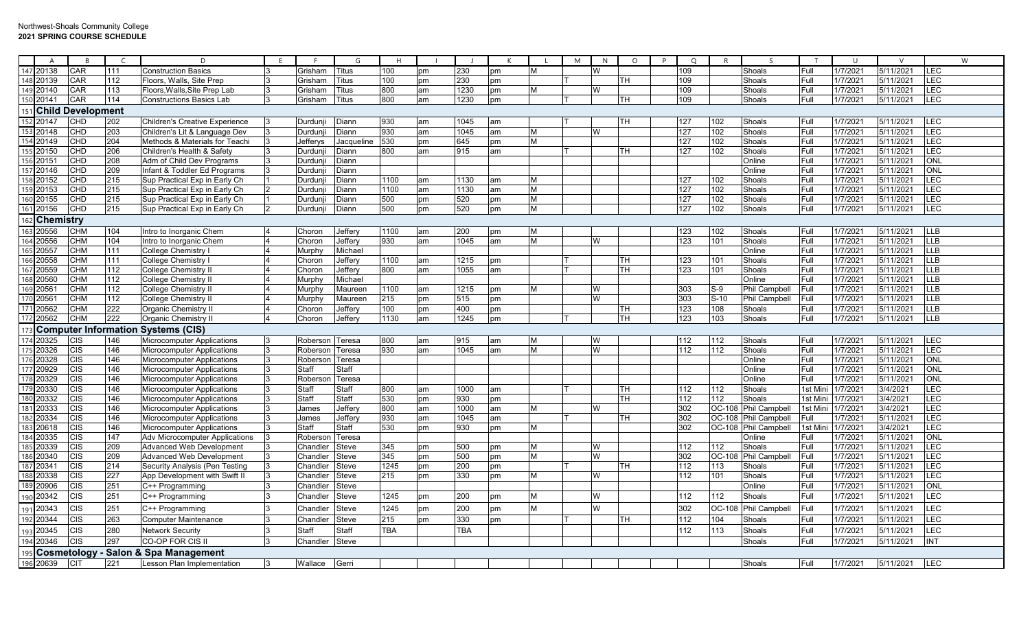Northwest-Shoals Community College
**2021 SPRING COURSE SCHEDULE**

| | A | B | C | D | E | F | G | H | I | J | K | L | M | N | O | P | Q | R | S | T | U | V | W |
|---|---|---|---|---|---|---|---|---|---|---|---|---|---|---|---|---|---|---|---|---|---|---|---|
| 147 | 20138 | CAR | 111 | Construction Basics | 3 | Grisham | Titus | 100 | pm | 230 | pm | M | | W | | | 109 | | Shoals | Full | 1/7/2021 | 5/11/2021 | LEC |
| 148 | 20139 | CAR | 112 | Floors, Walls, Site Prep | 3 | Grisham | Titus | 100 | pm | 230 | pm | | T | | TH | | 109 | | Shoals | Full | 1/7/2021 | 5/11/2021 | LEC |
| 149 | 20140 | CAR | 113 | Floors,Walls,Site Prep Lab | 3 | Grisham | Titus | 800 | am | 1230 | pm | M | | W | | | 109 | | Shoals | Full | 1/7/2021 | 5/11/2021 | LEC |
| 150 | 20141 | CAR | 114 | Constructions Basics Lab | 3 | Grisham | Titus | 800 | am | 1230 | pm | | T | | TH | | 109 | | Shoals | Full | 1/7/2021 | 5/11/2021 | LEC |
| 151 | **Child Development** | | | | | | | | | | | | | | | | | | | | | | |
| 152 | 20147 | CHD | 202 | Children's Creative Experience | 3 | Durdunji | Diann | 930 | am | 1045 | am | | T | | TH | | 127 | 102 | Shoals | Full | 1/7/2021 | 5/11/2021 | LEC |
| 153 | 20148 | CHD | 203 | Children's Lit & Language Dev | 3 | Durdunji | Diann | 930 | am | 1045 | am | M | | W | | | 127 | 102 | Shoals | Full | 1/7/2021 | 5/11/2021 | LEC |
| 154 | 20149 | CHD | 204 | Methods & Materials for Teachi | 3 | Jefferys | Jacqueline | 530 | pm | 645 | pm | M | | | | | 127 | 102 | Shoals | Full | 1/7/2021 | 5/11/2021 | LEC |
| 155 | 20150 | CHD | 206 | Children's Health & Safety | 3 | Durdunji | Diann | 800 | am | 915 | am | | T | | TH | | 127 | 102 | Shoals | Full | 1/7/2021 | 5/11/2021 | LEC |
| 156 | 20151 | CHD | 208 | Adm of Child Dev Programs | 3 | Durdunji | Diann | | | | | | | | | | | | Online | Full | 1/7/2021 | 5/11/2021 | ONL |
| 157 | 20146 | CHD | 209 | Infant & Toddler Ed Programs | 3 | Durdunji | Diann | | | | | | | | | | | | Online | Full | 1/7/2021 | 5/11/2021 | ONL |
| 158 | 20152 | CHD | 215 | Sup Practical Exp in Early Ch | 1 | Durdunji | Diann | 1100 | am | 1130 | am | M | | | | | 127 | 102 | Shoals | Full | 1/7/2021 | 5/11/2021 | LEC |
| 159 | 20153 | CHD | 215 | Sup Practical Exp in Early Ch | 2 | Durdunji | Diann | 1100 | am | 1130 | am | M | | | | | 127 | 102 | Shoals | Full | 1/7/2021 | 5/11/2021 | LEC |
| 160 | 20155 | CHD | 215 | Sup Practical Exp in Early Ch | 1 | Durdunji | Diann | 500 | pm | 520 | pm | M | | | | | 127 | 102 | Shoals | Full | 1/7/2021 | 5/11/2021 | LEC |
| 161 | 20156 | CHD | 215 | Sup Practical Exp in Early Ch | 2 | Durdunji | Diann | 500 | pm | 520 | pm | M | | | | | 127 | 102 | Shoals | Full | 1/7/2021 | 5/11/2021 | LEC |
| 162 | **Chemistry** | | | | | | | | | | | | | | | | | | | | | | |
| 163 | 20556 | CHM | 104 | Intro to Inorganic Chem | 4 | Choron | Jeffery | 1100 | am | 200 | pm | M | | | | | 123 | 102 | Shoals | Full | 1/7/2021 | 5/11/2021 | LLB |
| 164 | 20556 | CHM | 104 | Intro to Inorganic Chem | 4 | Choron | Jeffery | 930 | am | 1045 | am | M | | W | | | 123 | 101 | Shoals | Full | 1/7/2021 | 5/11/2021 | LLB |
| 165 | 20557 | CHM | 111 | College Chemistry I | 4 | Murphy | Michael | | | | | | | | | | | | Online | Full | 1/7/2021 | 5/11/2021 | LLB |
| 166 | 20558 | CHM | 111 | College Chemistry I | 4 | Choron | Jeffery | 1100 | am | 1215 | pm | | T | | TH | | 123 | 101 | Shoals | Full | 1/7/2021 | 5/11/2021 | LLB |
| 167 | 20559 | CHM | 112 | College Chemistry II | 4 | Choron | Jeffery | 800 | am | 1055 | am | | T | | TH | | 123 | 101 | Shoals | Full | 1/7/2021 | 5/11/2021 | LLB |
| 168 | 20560 | CHM | 112 | College Chemistry II | 4 | Murphy | Michael | | | | | | | | | | | | Online | Full | 1/7/2021 | 5/11/2021 | LLB |
| 169 | 20561 | CHM | 112 | College Chemistry II | 4 | Murphy | Maureen | 1100 | am | 1215 | pm | M | | W | | | 303 | S-9 | Phil Campbell | Full | 1/7/2021 | 5/11/2021 | LLB |
| 170 | 20561 | CHM | 112 | College Chemistry II | 4 | Murphy | Maureen | 215 | pm | 515 | pm | | | W | | | 303 | S-10 | Phil Campbell | Full | 1/7/2021 | 5/11/2021 | LLB |
| 171 | 20562 | CHM | 222 | Organic Chemistry II | 4 | Choron | Jeffery | 100 | pm | 400 | pm | | | | TH | | 123 | 108 | Shoals | Full | 1/7/2021 | 5/11/2021 | LLB |
| 172 | 20562 | CHM | 222 | Organic Chemistry II | 4 | Choron | Jeffery | 1130 | am | 1245 | pm | | T | | TH | | 123 | 103 | Shoals | Full | 1/7/2021 | 5/11/2021 | LLB |
| 173 | **Computer Information Systems (CIS)** | | | | | | | | | | | | | | | | | | | | | | |
| 174 | 20325 | CIS | 146 | Microcomputer Applications | 3 | Roberson | Teresa | 800 | am | 915 | am | M | | W | | | 112 | 112 | Shoals | Full | 1/7/2021 | 5/11/2021 | LEC |
| 175 | 20326 | CIS | 146 | Microcomputer Applications | 3 | Roberson | Teresa | 930 | am | 1045 | am | M | | W | | | 112 | 112 | Shoals | Full | 1/7/2021 | 5/11/2021 | LEC |
| 176 | 20328 | CIS | 146 | Microcomputer Applications | 3 | Roberson | Teresa | | | | | | | | | | | | Online | Full | 1/7/2021 | 5/11/2021 | ONL |
| 177 | 20929 | CIS | 146 | Microcomputer Applications | 3 | Staff | Staff | | | | | | | | | | | | Online | Full | 1/7/2021 | 5/11/2021 | ONL |
| 178 | 20329 | CIS | 146 | Microcomputer Applications | 3 | Roberson | Teresa | | | | | | | | | | | | Online | Full | 1/7/2021 | 5/11/2021 | ONL |
| 179 | 20330 | CIS | 146 | Microcomputer Applications | 3 | Staff | Staff | 800 | am | 1000 | am | | T | | TH | | 112 | 112 | Shoals | 1st Mini | 1/7/2021 | 3/4/2021 | LEC |
| 180 | 20332 | CIS | 146 | Microcomputer Applications | 3 | Staff | Staff | 530 | pm | 930 | pm | | | | TH | | 112 | 112 | Shoals | 1st Mini | 1/7/2021 | 3/4/2021 | LEC |
| 181 | 20333 | CIS | 146 | Microcomputer Applications | 3 | James | Jeffery | 800 | am | 1000 | am | M | | W | | | 302 | OC-108 | Phil Campbell | 1st Mini | 1/7/2021 | 3/4/2021 | LEC |
| 182 | 20334 | CIS | 146 | Microcomputer Applications | 3 | James | Jeffery | 930 | am | 1045 | am | | T | | TH | | 302 | OC-108 | Phil Campbell | Full | 1/7/2021 | 5/11/2021 | LEC |
| 183 | 20618 | CIS | 146 | Microcomputer Applications | 3 | Staff | Staff | 530 | pm | 930 | pm | M | | | | | 302 | OC-108 | Phil Campbell | 1st Mini | 1/7/2021 | 3/4/2021 | LEC |
| 184 | 20335 | CIS | 147 | Adv Microcomputer Applications | 3 | Roberson | Teresa | | | | | | | | | | | | Online | Full | 1/7/2021 | 5/11/2021 | ONL |
| 185 | 20339 | CIS | 209 | Advanced Web Development | 3 | Chandler | Steve | 345 | pm | 500 | pm | M | | W | | | 112 | 112 | Shoals | Full | 1/7/2021 | 5/11/2021 | LEC |
| 186 | 20340 | CIS | 209 | Advanced Web Development | 3 | Chandler | Steve | 345 | pm | 500 | pm | M | | W | | | 302 | OC-108 | Phil Campbell | Full | 1/7/2021 | 5/11/2021 | LEC |
| 187 | 20341 | CIS | 214 | Security Analysis (Pen Testing | 3 | Chandler | Steve | 1245 | pm | 200 | pm | | T | | TH | | 112 | 113 | Shoals | Full | 1/7/2021 | 5/11/2021 | LEC |
| 188 | 20338 | CIS | 227 | App Development with Swift II | 3 | Chandler | Steve | 215 | pm | 330 | pm | M | | W | | | 112 | 101 | Shoals | Full | 1/7/2021 | 5/11/2021 | LEC |
| 189 | 20906 | CIS | 251 | C++ Programming | 3 | Chandler | Steve | | | | | | | | | | | | Online | Full | 1/7/2021 | 5/11/2021 | ONL |
| 190 | 20342 | CIS | 251 | C++ Programming | 3 | Chandler | Steve | 1245 | pm | 200 | pm | M | | W | | | 112 | 112 | Shoals | Full | 1/7/2021 | 5/11/2021 | LEC |
| 191 | 20343 | CIS | 251 | C++ Programming | 3 | Chandler | Steve | 1245 | pm | 200 | pm | M | | W | | | 302 | OC-108 | Phil Campbell | Full | 1/7/2021 | 5/11/2021 | LEC |
| 192 | 20344 | CIS | 263 | Computer Maintenance | 3 | Chandler | Steve | 215 | pm | 330 | pm | | T | | TH | | 112 | 104 | Shoals | Full | 1/7/2021 | 5/11/2021 | LEC |
| 193 | 20345 | CIS | 280 | Network Security | 3 | Staff | Staff | TBA | | TBA | | | | | | | 112 | 113 | Shoals | Full | 1/7/2021 | 5/11/2021 | LEC |
| 194 | 20346 | CIS | 297 | CO-OP FOR CIS II | 3 | Chandler | Steve | | | | | | | | | | | | Shoals | Full | 1/7/2021 | 5/11/2021 | INT |
| 195 | **Cosmetology - Salon & Spa Management** | | | | | | | | | | | | | | | | | | | | | | |
| 196 | 20639 | CIT | 221 | Lesson Plan Implementation | 3 | Wallace | Gerri | | | | | | | | | | | | Shoals | Full | 1/7/2021 | 5/11/2021 | LEC |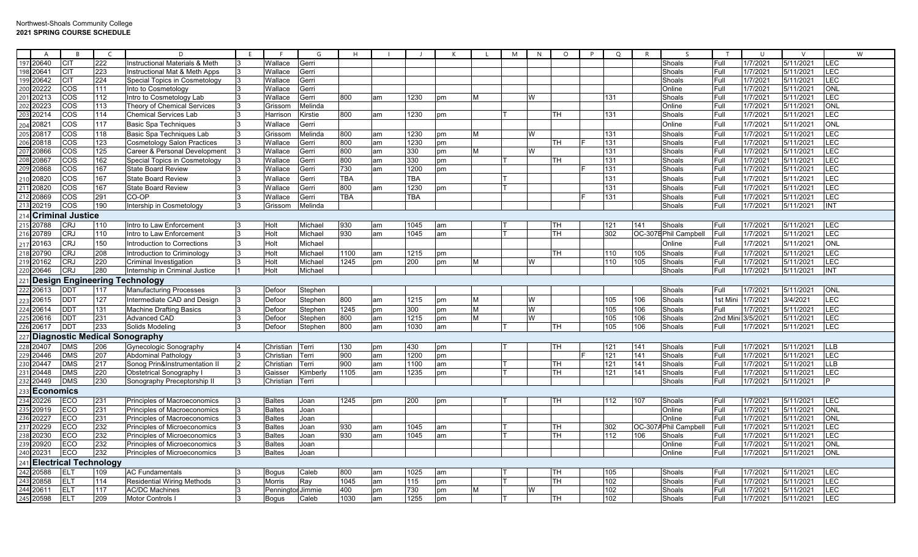Northwest-Shoals Community College
**2021 SPRING COURSE SCHEDULE**

| | A | B | C | D | E | F | G | H | I | J | K | L | M | N | O | P | Q | R | S | T | U | V | W |
|---|---|---|---|---|---|---|---|---|---|---|---|---|---|---|---|---|---|---|---|---|---|---|---|
| 197 | 20640 | CIT | 222 | Instructional Materials & Meth | 3 | Wallace | Gerri | | | | | | | | | | | | Shoals | Full | 1/7/2021 | 5/11/2021 | LEC |
| 198 | 20641 | CIT | 223 | Instructional Mat & Meth Apps | 3 | Wallace | Gerri | | | | | | | | | | | | Shoals | Full | 1/7/2021 | 5/11/2021 | LEC |
| 199 | 20642 | CIT | 224 | Special Topics in Cosmetology | 3 | Wallace | Gerri | | | | | | | | | | | | Shoals | Full | 1/7/2021 | 5/11/2021 | LEC |
| 200 | 20222 | COS | 111 | Into to Cosmetology | 3 | Wallace | Gerri | | | | | | | | | | | | Online | Full | 1/7/2021 | 5/11/2021 | ONL |
| 201 | 20213 | COS | 112 | Intro to Cosmetology Lab | 3 | Wallace | Gerri | 800 | am | 1230 | pm | M | | W | | | 131 | | Shoals | Full | 1/7/2021 | 5/11/2021 | LEC |
| 202 | 20223 | COS | 113 | Theory of Chemical Services | 3 | Grissom | Melinda | | | | | | | | | | | | Online | Full | 1/7/2021 | 5/11/2021 | ONL |
| 203 | 20214 | COS | 114 | Chemical Services Lab | 3 | Harrison | Kirstie | 800 | am | 1230 | pm | | T | | TH | | 131 | | Shoals | Full | 1/7/2021 | 5/11/2021 | LEC |
| 204 | 20821 | COS | 117 | Basic Spa Techniques | 3 | Wallace | Gerri | | | | | | | | | | | | Online | Full | 1/7/2021 | 5/11/2021 | ONL |
| 205 | 20817 | COS | 118 | Basic Spa Techniques Lab | 3 | Grissom | Melinda | 800 | am | 1230 | pm | M | | W | | | 131 | | Shoals | Full | 1/7/2021 | 5/11/2021 | LEC |
| 206 | 20818 | COS | 123 | Cosmetology Salon Practices | 3 | Wallace | Gerri | 800 | am | 1230 | pm | | | | TH | F | 131 | | Shoals | Full | 1/7/2021 | 5/11/2021 | LEC |
| 207 | 20866 | COS | 125 | Career & Personal Development | 3 | Wallace | Gerri | 800 | am | 330 | pm | M | | W | | | 131 | | Shoals | Full | 1/7/2021 | 5/11/2021 | LEC |
| 208 | 20867 | COS | 162 | Special Topics in Cosmetology | 3 | Wallace | Gerri | 800 | am | 330 | pm | | T | | TH | | 131 | | Shoals | Full | 1/7/2021 | 5/11/2021 | LEC |
| 209 | 20868 | COS | 167 | State Board Review | 3 | Wallace | Gerri | 730 | am | 1200 | pm | | | | | F | 131 | | Shoals | Full | 1/7/2021 | 5/11/2021 | LEC |
| 210 | 20820 | COS | 167 | State Board Review | 3 | Wallace | Gerri | TBA | | TBA | | | T | | | | 131 | | Shoals | Full | 1/7/2021 | 5/11/2021 | LEC |
| 211 | 20820 | COS | 167 | State Board Review | 3 | Wallace | Gerri | 800 | am | 1230 | pm | | T | | | | 131 | | Shoals | Full | 1/7/2021 | 5/11/2021 | LEC |
| 212 | 20869 | COS | 291 | CO-OP | 3 | Wallace | Gerri | TBA | | TBA | | | | | | F | 131 | | Shoals | Full | 1/7/2021 | 5/11/2021 | LEC |
| 213 | 20219 | COS | 190 | Intership in Cosmetology | 3 | Grissom | Melinda | | | | | | | | | | | | Shoals | Full | 1/7/2021 | 5/11/2021 | INT |
| 214 | **Criminal Justice** | | | | | | | | | | | | | | | | | | | | | | |
| 215 | 20788 | CRJ | 110 | Intro to Law Enforcement | 3 | Holt | Michael | 930 | am | 1045 | am | | T | | TH | | 121 | 141 | Shoals | Full | 1/7/2021 | 5/11/2021 | LEC |
| 216 | 20789 | CRJ | 110 | Intro to Law Enforcement | 3 | Holt | Michael | 930 | am | 1045 | am | | T | | TH | | 302 | OC-307B | Phil Campbell | Full | 1/7/2021 | 5/11/2021 | LEC |
| 217 | 20163 | CRJ | 150 | Introduction to Corrections | 3 | Holt | Michael | | | | | | | | | | | | Online | Full | 1/7/2021 | 5/11/2021 | ONL |
| 218 | 20790 | CRJ | 208 | Introduction to Criminology | 3 | Holt | Michael | 1100 | am | 1215 | pm | | | | TH | | 110 | 105 | Shoals | Full | 1/7/2021 | 5/11/2021 | LEC |
| 219 | 20162 | CRJ | 220 | Criminal Investigation | 3 | Holt | Michael | 1245 | pm | 200 | pm | M | | W | | | 110 | 105 | Shoals | Full | 1/7/2021 | 5/11/2021 | LEC |
| 220 | 20646 | CRJ | 280 | Internship in Criminal Justice | 1 | Holt | Michael | | | | | | | | | | | | Shoals | Full | 1/7/2021 | 5/11/2021 | INT |
| 221 | **Design Engineering Technology** | | | | | | | | | | | | | | | | | | | | | | |
| 222 | 20613 | DDT | 117 | Manufacturing Processes | 3 | Defoor | Stephen | | | | | | | | | | | | Shoals | Full | 1/7/2021 | 5/11/2021 | ONL |
| 223 | 20615 | DDT | 127 | Intermediate CAD and Design | 3 | Defoor | Stephen | 800 | am | 1215 | pm | M | | W | | | 105 | 106 | Shoals | 1st Mini | 1/7/2021 | 3/4/2021 | LEC |
| 224 | 20614 | DDT | 131 | Machine Drafting Basics | 3 | Defoor | Stephen | 1245 | pm | 300 | pm | M | | W | | | 105 | 106 | Shoals | Full | 1/7/2021 | 5/11/2021 | LEC |
| 225 | 20616 | DDT | 231 | Advanced CAD | 3 | Defoor | Stephen | 800 | am | 1215 | pm | M | | W | | | 105 | 106 | Shoals | 2nd Mini | 3/5/2021 | 5/11/2021 | LEC |
| 226 | 20617 | DDT | 233 | Solids Modeling | 3 | Defoor | Stephen | 800 | am | 1030 | am | | T | | TH | | 105 | 106 | Shoals | Full | 1/7/2021 | 5/11/2021 | LEC |
| 227 | **Diagnostic Medical Sonography** | | | | | | | | | | | | | | | | | | | | | | |
| 228 | 20407 | DMS | 206 | Gynecologic Sonography | 4 | Christian | Terri | 130 | pm | 430 | pm | | T | | TH | | 121 | 141 | Shoals | Full | 1/7/2021 | 5/11/2021 | LLB |
| 229 | 20446 | DMS | 207 | Abdominal Pathology | 3 | Christian | Terri | 900 | am | 1200 | pm | | | | | F | 121 | 141 | Shoals | Full | 1/7/2021 | 5/11/2021 | LEC |
| 230 | 20447 | DMS | 217 | Sonog Prin&Instrumentation II | 2 | Christian | Terri | 900 | am | 1100 | am | | T | | TH | | 121 | 141 | Shoals | Full | 1/7/2021 | 5/11/2021 | LLB |
| 231 | 20448 | DMS | 220 | Obstetrical Sonography I | 3 | Gaisser | Kimberly | 1105 | am | 1235 | pm | | T | | TH | | 121 | 141 | Shoals | Full | 1/7/2021 | 5/11/2021 | LEC |
| 232 | 20449 | DMS | 230 | Sonography Preceptorship II | 3 | Christian | Terri | | | | | | | | | | | | Shoals | Full | 1/7/2021 | 5/11/2021 | P |
| 233 | **Economics** | | | | | | | | | | | | | | | | | | | | | | |
| 234 | 20226 | ECO | 231 | Principles of Macroeconomics | 3 | Baltes | Joan | 1245 | pm | 200 | pm | | T | | TH | | 112 | 107 | Shoals | Full | 1/7/2021 | 5/11/2021 | LEC |
| 235 | 20919 | ECO | 231 | Principles of Macroeconomics | 3 | Baltes | Joan | | | | | | | | | | | | Online | Full | 1/7/2021 | 5/11/2021 | ONL |
| 236 | 20227 | ECO | 231 | Principles of Macroeconomics | 3 | Baltes | Joan | | | | | | | | | | | | Online | Full | 1/7/2021 | 5/11/2021 | ONL |
| 237 | 20229 | ECO | 232 | Principles of Microeconomics | 3 | Baltes | Joan | 930 | am | 1045 | am | | T | | TH | | 302 | OC-307A | Phil Campbell | Full | 1/7/2021 | 5/11/2021 | LEC |
| 238 | 20230 | ECO | 232 | Principles of Microeconomics | 3 | Baltes | Joan | 930 | am | 1045 | am | | T | | TH | | 112 | 106 | Shoals | Full | 1/7/2021 | 5/11/2021 | LEC |
| 239 | 20920 | ECO | 232 | Principles of Microeconomics | 3 | Baltes | Joan | | | | | | | | | | | | Online | Full | 1/7/2021 | 5/11/2021 | ONL |
| 240 | 20231 | ECO | 232 | Principles of Microeconomics | 3 | Baltes | Joan | | | | | | | | | | | | Online | Full | 1/7/2021 | 5/11/2021 | ONL |
| 241 | **Electrical Technology** | | | | | | | | | | | | | | | | | | | | | | |
| 242 | 20588 | ELT | 109 | AC Fundamentals | 3 | Bogus | Caleb | 800 | am | 1025 | am | | T | | TH | | 105 | | Shoals | Full | 1/7/2021 | 5/11/2021 | LEC |
| 243 | 20858 | ELT | 114 | Residential Wiring Methods | 3 | Morris | Ray | 1045 | am | 115 | pm | | T | | TH | | 102 | | Shoals | Full | 1/7/2021 | 5/11/2021 | LEC |
| 244 | 20611 | ELT | 117 | AC/DC Machines | 3 | Pennington | Jimmie | 400 | pm | 730 | pm | M | | W | | | 102 | | Shoals | Full | 1/7/2021 | 5/11/2021 | LEC |
| 245 | 20598 | ELT | 209 | Motor Controls I | 3 | Bogus | Caleb | 1030 | am | 1255 | pm | | T | | TH | | 102 | | Shoals | Full | 1/7/2021 | 5/11/2021 | LEC |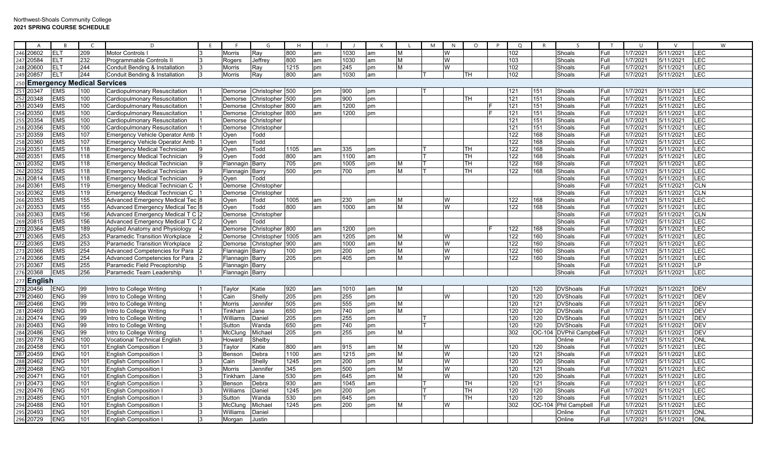Northwest-Shoals Community College
**2021 SPRING COURSE SCHEDULE**

| | A | B | C | D | E | F | G | H | I | J | K | L | M | N | O | P | Q | R | S | T | U | V | W |
|---|---|---|---|---|---|---|---|---|---|---|---|---|---|---|---|---|---|---|---|---|---|---|---|
| 246 | 20602 | ELT | 209 | Motor Controls I | 3 | Morris | Ray | 800 | am | 1030 | am | M | | W | | | 102 | | Shoals | Full | 1/7/2021 | 5/11/2021 | LEC |
| 247 | 20584 | ELT | 232 | Programmable Controls II | 3 | Rogers | Jeffrey | 800 | am | 1030 | am | M | | W | | | 103 | | Shoals | Full | 1/7/2021 | 5/11/2021 | LEC |
| 248 | 20600 | ELT | 244 | Conduit Bending & Installation | 3 | Morris | Ray | 1215 | pm | 245 | pm | M | | W | | | 102 | | Shoals | Full | 1/7/2021 | 5/11/2021 | LEC |
| 249 | 20857 | ELT | 244 | Conduit Bending & Installation | 3 | Morris | Ray | 800 | am | 1030 | am | | T | | TH | | 102 | | Shoals | Full | 1/7/2021 | 5/11/2021 | LEC |
| 250 | **Emergency Medical Services** | | | | | | | | | | | | | | | | | | | | | | |
| 251 | 20347 | EMS | 100 | Cardiopulmonary Resuscitation | 1 | Demorse | Christopher | 500 | pm | 900 | pm | | T | | | | 121 | 151 | Shoals | Full | 1/7/2021 | 5/11/2021 | LEC |
| 252 | 20348 | EMS | 100 | Cardiopulmonary Resuscitation | 1 | Demorse | Christopher | 500 | pm | 900 | pm | | | | TH | | 121 | 151 | Shoals | Full | 1/7/2021 | 5/11/2021 | LEC |
| 253 | 20349 | EMS | 100 | Cardiopulmonary Resuscitation | 1 | Demorse | Christopher | 800 | am | 1200 | pm | | | | | F | 121 | 151 | Shoals | Full | 1/7/2021 | 5/11/2021 | LEC |
| 254 | 20350 | EMS | 100 | Cardiopulmonary Resuscitation | 1 | Demorse | Christopher | 800 | am | 1200 | pm | | | | | F | 121 | 151 | Shoals | Full | 1/7/2021 | 5/11/2021 | LEC |
| 255 | 20354 | EMS | 100 | Cardiopulmonary Resuscitation | 1 | Demorse | Christopher | | | | | | | | | | 121 | 151 | Shoals | Full | 1/7/2021 | 5/11/2021 | LEC |
| 256 | 20356 | EMS | 100 | Cardiopulmonary Resuscitation | 1 | Demorse | Christopher | | | | | | | | | | 121 | 151 | Shoals | Full | 1/7/2021 | 5/11/2021 | LEC |
| 257 | 20359 | EMS | 107 | Emergency Vehicle Operator Amb | 1 | Oyen | Todd | | | | | | | | | | 122 | 168 | Shoals | Full | 1/7/2021 | 5/11/2021 | LEC |
| 258 | 20360 | EMS | 107 | Emergency Vehicle Operator Amb | 1 | Oyen | Todd | | | | | | | | | | 122 | 168 | Shoals | Full | 1/7/2021 | 5/11/2021 | LEC |
| 259 | 20351 | EMS | 118 | Emergency Medical Technician | 9 | Oyen | Todd | 1105 | am | 335 | pm | | T | | TH | | 122 | 168 | Shoals | Full | 1/7/2021 | 5/11/2021 | LEC |
| 260 | 20351 | EMS | 118 | Emergency Medical Technician | 9 | Oyen | Todd | 800 | am | 1100 | am | | T | | TH | | 122 | 168 | Shoals | Full | 1/7/2021 | 5/11/2021 | LEC |
| 261 | 20352 | EMS | 118 | Emergency Medical Technician | 9 | Flannagin | Barry | 705 | pm | 1005 | pm | M | T | | TH | | 122 | 168 | Shoals | Full | 1/7/2021 | 5/11/2021 | LEC |
| 262 | 20352 | EMS | 118 | Emergency Medical Technician | 9 | Flannagin | Barry | 500 | pm | 700 | pm | M | T | | TH | | 122 | 168 | Shoals | Full | 1/7/2021 | 5/11/2021 | LEC |
| 263 | 20814 | EMS | 118 | Emergency Medical Technician | 9 | Oyen | Todd | | | | | | | | | | | | Shoals | Full | 1/7/2021 | 5/11/2021 | LEC |
| 264 | 20361 | EMS | 119 | Emergency Medical Technician C | 1 | Demorse | Christopher | | | | | | | | | | | | Shoals | Full | 1/7/2021 | 5/11/2021 | CLN |
| 265 | 20362 | EMS | 119 | Emergency Medical Technician C | 1 | Demorse | Christopher | | | | | | | | | | | | Shoals | Full | 1/7/2021 | 5/11/2021 | CLN |
| 266 | 20353 | EMS | 155 | Advanced Emergency Medical Tec | 8 | Oyen | Todd | 1005 | am | 230 | pm | M | | W | | | 122 | 168 | Shoals | Full | 1/7/2021 | 5/11/2021 | LEC |
| 267 | 20353 | EMS | 155 | Advanced Emergency Medical Tec | 8 | Oyen | Todd | 800 | am | 1000 | am | M | | W | | | 122 | 168 | Shoals | Full | 1/7/2021 | 5/11/2021 | LEC |
| 268 | 20363 | EMS | 156 | Advanced Emergency Medical T C | 2 | Demorse | Christopher | | | | | | | | | | | | Shoals | Full | 1/7/2021 | 5/11/2021 | CLN |
| 269 | 20815 | EMS | 156 | Advanced Emergency Medical T C | 2 | Oyen | Todd | | | | | | | | | | | | Shoals | Full | 1/7/2021 | 5/11/2021 | LEC |
| 270 | 20364 | EMS | 189 | Applied Anatomy and Physiology | 4 | Demorse | Christopher | 800 | am | 1200 | pm | | | | | F | 122 | 168 | Shoals | Full | 1/7/2021 | 5/11/2021 | LEC |
| 271 | 20365 | EMS | 253 | Paramedic Transition Workplace | 2 | Demorse | Christopher | 1005 | am | 1205 | pm | M | | W | | | 122 | 160 | Shoals | Full | 1/7/2021 | 5/11/2021 | LEC |
| 272 | 20365 | EMS | 253 | Paramedic Transition Workplace | 2 | Demorse | Christopher | 900 | am | 1000 | am | M | | W | | | 122 | 160 | Shoals | Full | 1/7/2021 | 5/11/2021 | LEC |
| 273 | 20366 | EMS | 254 | Advanced Competencies for Para | 2 | Flannagin | Barry | 100 | pm | 200 | pm | M | | W | | | 122 | 160 | Shoals | Full | 1/7/2021 | 5/11/2021 | LEC |
| 274 | 20366 | EMS | 254 | Advanced Competencies for Para | 2 | Flannagin | Barry | 205 | pm | 405 | pm | M | | W | | | 122 | 160 | Shoals | Full | 1/7/2021 | 5/11/2021 | LEC |
| 275 | 20367 | EMS | 255 | Paramedic Field Preceptorship | 5 | Flannagin | Barry | | | | | | | | | | | | Shoals | Full | 1/7/2021 | 5/11/2021 | LP |
| 276 | 20368 | EMS | 256 | Paramedic Team Leadership | 1 | Flannagin | Barry | | | | | | | | | | | | Shoals | Full | 1/7/2021 | 5/11/2021 | LEC |
| 277 | **English** | | | | | | | | | | | | | | | | | | | | | | |
| 278 | 20456 | ENG | 99 | Intro to College Writing | 1 | Taylor | Katie | 920 | am | 1010 | am | M | | | | | 120 | 120 | DVShoals | Full | 1/7/2021 | 5/11/2021 | DEV |
| 279 | 20460 | ENG | 99 | Intro to College Writing | 1 | Cain | Shelly | 205 | pm | 255 | pm | | | W | | | 120 | 120 | DVShoals | Full | 1/7/2021 | 5/11/2021 | DEV |
| 280 | 20466 | ENG | 99 | Intro to College Writing | 1 | Morris | Jennifer | 505 | pm | 555 | pm | M | | | | | 120 | 121 | DVShoals | Full | 1/7/2021 | 5/11/2021 | DEV |
| 281 | 20469 | ENG | 99 | Intro to College Writing | 1 | Tinkham | Jane | 650 | pm | 740 | pm | M | | | | | 120 | 120 | DVShoals | Full | 1/7/2021 | 5/11/2021 | DEV |
| 282 | 20474 | ENG | 99 | Intro to College Writing | 1 | Williams | Daniel | 205 | pm | 255 | pm | | T | | | | 120 | 120 | DVShoals | Full | 1/7/2021 | 5/11/2021 | DEV |
| 283 | 20483 | ENG | 99 | Intro to College Writing | 1 | Sutton | Wanda | 650 | pm | 740 | pm | | T | | | | 120 | 120 | DVShoals | Full | 1/7/2021 | 5/11/2021 | DEV |
| 284 | 20486 | ENG | 99 | Intro to College Writing | 1 | McClung | Michael | 205 | pm | 255 | pm | M | | | | | 302 | OC-104 | DVPhil Campbell | Full | 1/7/2021 | 5/11/2021 | DEV |
| 285 | 20778 | ENG | 100 | Vocational Technical English | 3 | Howard | Shelby | | | | | | | | | | | | Online | Full | 1/7/2021 | 5/11/2021 | ONL |
| 286 | 20458 | ENG | 101 | English Composition I | 3 | Taylor | Katie | 800 | am | 915 | am | M | | W | | | 120 | 120 | Shoals | Full | 1/7/2021 | 5/11/2021 | LEC |
| 287 | 20459 | ENG | 101 | English Composition I | 3 | Benson | Debra | 1100 | am | 1215 | pm | M | | W | | | 120 | 121 | Shoals | Full | 1/7/2021 | 5/11/2021 | LEC |
| 288 | 20462 | ENG | 101 | English Composition I | 3 | Cain | Shelly | 1245 | pm | 200 | pm | M | | W | | | 120 | 120 | Shoals | Full | 1/7/2021 | 5/11/2021 | LEC |
| 289 | 20468 | ENG | 101 | English Composition I | 3 | Morris | Jennifer | 345 | pm | 500 | pm | M | | W | | | 120 | 121 | Shoals | Full | 1/7/2021 | 5/11/2021 | LEC |
| 290 | 20471 | ENG | 101 | English Composition I | 3 | Tinkham | Jane | 530 | pm | 645 | pm | M | | W | | | 120 | 120 | Shoals | Full | 1/7/2021 | 5/11/2021 | LEC |
| 291 | 20473 | ENG | 101 | English Composition I | 3 | Benson | Debra | 930 | am | 1045 | am | | T | | TH | | 120 | 121 | Shoals | Full | 1/7/2021 | 5/11/2021 | LEC |
| 292 | 20476 | ENG | 101 | English Composition I | 3 | Williams | Daniel | 1245 | pm | 200 | pm | | T | | TH | | 120 | 120 | Shoals | Full | 1/7/2021 | 5/11/2021 | LEC |
| 293 | 20485 | ENG | 101 | English Composition I | 3 | Sutton | Wanda | 530 | pm | 645 | pm | | T | | TH | | 120 | 120 | Shoals | Full | 1/7/2021 | 5/11/2021 | LEC |
| 294 | 20488 | ENG | 101 | English Composition I | 3 | McClung | Michael | 1245 | pm | 200 | pm | M | | W | | | 302 | OC-104 | Phil Campbell | Full | 1/7/2021 | 5/11/2021 | LEC |
| 295 | 20493 | ENG | 101 | English Composition I | 3 | Williams | Daniel | | | | | | | | | | | | Online | Full | 1/7/2021 | 5/11/2021 | ONL |
| 296 | 20729 | ENG | 101 | English Composition I | 3 | Morgan | Justin | | | | | | | | | | | | Online | Full | 1/7/2021 | 5/11/2021 | ONL |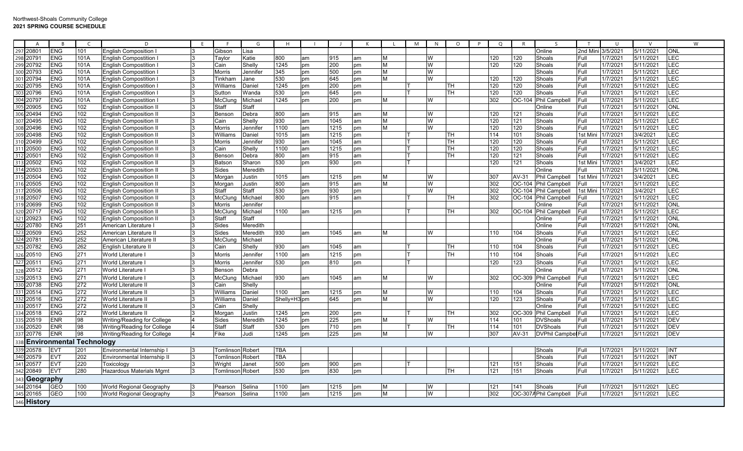Northwest-Shoals Community College
**2021 SPRING COURSE SCHEDULE**

| | A | B | C | D | E | F | G | H | I | J | K | L | M | N | O | P | Q | R | S | T | U | V | W |
|---|---|---|---|---|---|---|---|---|---|---|---|---|---|---|---|---|---|---|---|---|---|---|---|
| 297 | 20801 | ENG | 101 | English Composition I | 3 | Gibson | Lisa | | | | | | | | | | | | Online | 2nd Mini | 3/5/2021 | 5/11/2021 | ONL |
| 298 | 20791 | ENG | 101A | English Compostition I | 3 | Taylor | Katie | 800 | am | 915 | am | M | | W | | | 120 | 120 | Shoals | Full | 1/7/2021 | 5/11/2021 | LEC |
| 299 | 20792 | ENG | 101A | English Compostition I | 3 | Cain | Shelly | 1245 | pm | 200 | pm | M | | W | | | 120 | 120 | Shoals | Full | 1/7/2021 | 5/11/2021 | LEC |
| 300 | 20793 | ENG | 101A | English Compostition I | 3 | Morris | Jennifer | 345 | pm | 500 | pm | M | | W | | | | | Shoals | Full | 1/7/2021 | 5/11/2021 | LEC |
| 301 | 20794 | ENG | 101A | English Compostition I | 3 | Tinkham | Jane | 530 | pm | 645 | pm | M | | W | | | 120 | 120 | Shoals | Full | 1/7/2021 | 5/11/2021 | LEC |
| 302 | 20795 | ENG | 101A | English Compostition I | 3 | Williams | Daniel | 1245 | pm | 200 | pm | | T | | TH | | 120 | 120 | Shoals | Full | 1/7/2021 | 5/11/2021 | LEC |
| 303 | 20796 | ENG | 101A | English Compostition I | 3 | Sutton | Wanda | 530 | pm | 645 | pm | | T | | TH | | 120 | 120 | Shoals | Full | 1/7/2021 | 5/11/2021 | LEC |
| 304 | 20797 | ENG | 101A | English Compostition I | 3 | McClung | Michael | 1245 | pm | 200 | pm | M | | W | | | 302 | OC-104 | Phil Campbell | Full | 1/7/2021 | 5/11/2021 | LEC |
| 305 | 20905 | ENG | 102 | English Composition II | 3 | Staff | Staff | | | | | | | | | | | | Online | Full | 1/7/2021 | 5/11/2021 | ONL |
| 306 | 20494 | ENG | 102 | English Composition II | 3 | Benson | Debra | 800 | am | 915 | am | M | | W | | | 120 | 121 | Shoals | Full | 1/7/2021 | 5/11/2021 | LEC |
| 307 | 20495 | ENG | 102 | English Composition II | 3 | Cain | Shelly | 930 | am | 1045 | am | M | | W | | | 120 | 121 | Shoals | Full | 1/7/2021 | 5/11/2021 | LEC |
| 308 | 20496 | ENG | 102 | English Composition II | 3 | Morris | Jennifer | 1100 | am | 1215 | pm | M | | W | | | 120 | 120 | Shoals | Full | 1/7/2021 | 5/11/2021 | LEC |
| 309 | 20498 | ENG | 102 | English Composition II | 3 | Williams | Daniel | 1015 | am | 1215 | pm | | T | | TH | | 114 | 101 | Shoals | 1st Mini | 1/7/2021 | 3/4/2021 | LEC |
| 310 | 20499 | ENG | 102 | English Composition II | 3 | Morris | Jennifer | 930 | am | 1045 | am | | T | | TH | | 120 | 120 | Shoals | Full | 1/7/2021 | 5/11/2021 | LEC |
| 311 | 20500 | ENG | 102 | English Composition II | 3 | Cain | Shelly | 1100 | am | 1215 | pm | | T | | TH | | 120 | 120 | Shoals | Full | 1/7/2021 | 5/11/2021 | LEC |
| 312 | 20501 | ENG | 102 | English Composition II | 3 | Benson | Debra | 800 | am | 915 | am | | T | | TH | | 120 | 121 | Shoals | Full | 1/7/2021 | 5/11/2021 | LEC |
| 313 | 20502 | ENG | 102 | English Composition II | 3 | Batson | Sharon | 530 | pm | 930 | pm | | T | | | | 120 | 121 | Shoals | 1st Mini | 1/7/2021 | 3/4/2021 | LEC |
| 314 | 20503 | ENG | 102 | English Composition II | 3 | Sides | Meredith | | | | | | | | | | | | Online | Full | 1/7/2021 | 5/11/2021 | ONL |
| 315 | 20504 | ENG | 102 | English Composition II | 3 | Morgan | Justin | 1015 | am | 1215 | pm | M | | W | | | 307 | AV-31 | Phil Campbell | 1st Mini | 1/7/2021 | 3/4/2021 | LEC |
| 316 | 20505 | ENG | 102 | English Composition II | 3 | Morgan | Justin | 800 | am | 915 | am | M | | W | | | 302 | OC-104 | Phil Campbell | Full | 1/7/2021 | 5/11/2021 | LEC |
| 317 | 20506 | ENG | 102 | English Composition II | 3 | Staff | Staff | 530 | pm | 930 | pm | | | W | | | 302 | OC-104 | Phil Campbell | 1st Mini | 1/7/2021 | 3/4/2021 | LEC |
| 318 | 20507 | ENG | 102 | English Composition II | 3 | McClung | Michael | 800 | am | 915 | am | | T | | TH | | 302 | OC-104 | Phil Campbell | Full | 1/7/2021 | 5/11/2021 | LEC |
| 319 | 20699 | ENG | 102 | English Composition II | 3 | Morris | Jennifer | | | | | | | | | | | | Online | Full | 1/7/2021 | 5/11/2021 | ONL |
| 320 | 20717 | ENG | 102 | English Composition II | 3 | McClung | Michael | 1100 | am | 1215 | pm | | T | | TH | | 302 | OC-104 | Phil Campbell | Full | 1/7/2021 | 5/11/2021 | LEC |
| 321 | 20923 | ENG | 102 | English Composition II | 3 | Staff | Staff | | | | | | | | | | | | Online | Full | 1/7/2021 | 5/11/2021 | ONL |
| 322 | 20780 | ENG | 251 | American Literature I | 3 | Sides | Meredith | | | | | | | | | | | | Online | Full | 1/7/2021 | 5/11/2021 | ONL |
| 323 | 20509 | ENG | 252 | American Literature II | 3 | Sides | Meredith | 930 | am | 1045 | am | M | | W | | | 110 | 104 | Shoals | Full | 1/7/2021 | 5/11/2021 | LEC |
| 324 | 20781 | ENG | 252 | American Literature II | 3 | McClung | Michael | | | | | | | | | | | | Online | Full | 1/7/2021 | 5/11/2021 | ONL |
| 325 | 20782 | ENG | 262 | English Literature II | 3 | Cain | Shelly | 930 | am | 1045 | am | | T | | TH | | 110 | 104 | Shoals | Full | 1/7/2021 | 5/11/2021 | LEC |
| 326 | 20510 | ENG | 271 | World Literature I | 3 | Morris | Jennifer | 1100 | am | 1215 | pm | | T | | TH | | 110 | 104 | Shoals | Full | 1/7/2021 | 5/11/2021 | LEC |
| 327 | 20511 | ENG | 271 | World Literature I | 3 | Morris | Jennifer | 530 | pm | 810 | pm | | T | | | | 120 | 123 | Shoals | Full | 1/7/2021 | 5/11/2021 | LEC |
| 328 | 20512 | ENG | 271 | World Literature I | 3 | Benson | Debra | | | | | | | | | | | | Online | Full | 1/7/2021 | 5/11/2021 | ONL |
| 329 | 20513 | ENG | 271 | World Literature I | 3 | McClung | Michael | 930 | am | 1045 | am | M | | W | | | 302 | OC-309 | Phil Campbell | Full | 1/7/2021 | 5/11/2021 | LEC |
| 330 | 20738 | ENG | 272 | World Literature II | 3 | Cain | Shelly | | | | | | | | | | | | Online | Full | 1/7/2021 | 5/11/2021 | ONL |
| 331 | 20514 | ENG | 272 | World Literature II | 3 | Williams | Daniel | 1100 | am | 1215 | pm | M | | W | | | 110 | 104 | Shoals | Full | 1/7/2021 | 5/11/2021 | LEC |
| 332 | 20516 | ENG | 272 | World Literature II | 3 | Williams | Daniel | Shelly+H3 | pm | 645 | pm | M | | W | | | 120 | 123 | Shoals | Full | 1/7/2021 | 5/11/2021 | LEC |
| 333 | 20517 | ENG | 272 | World Literature II | 3 | Cain | Shelly | | | | | | | | | | | | Online | Full | 1/7/2021 | 5/11/2021 | LEC |
| 334 | 20518 | ENG | 272 | World Literature II | 3 | Morgan | Justin | 1245 | pm | 200 | pm | | T | | TH | | 302 | OC-309 | Phil Campbell | Full | 1/7/2021 | 5/11/2021 | LEC |
| 335 | 20519 | ENR | 98 | Writing/Reading for College | 4 | Sides | Meredith | 1245 | pm | 225 | pm | M | | W | | | 114 | 101 | DVShoals | Full | 1/7/2021 | 5/11/2021 | DEV |
| 336 | 20520 | ENR | 98 | Writing/Reading for College | 4 | Staff | Staff | 530 | pm | 710 | pm | | T | | TH | | 114 | 101 | DVShoals | Full | 1/7/2021 | 5/11/2021 | DEV |
| 337 | 20776 | ENR | 98 | Writing/Reading for College | 4 | Fike | Judi | 1245 | pm | 225 | pm | M | | W | | | 307 | AV-31 | DVPhil Campbel | Full | 1/7/2021 | 5/11/2021 | DEV |
| 338 | **Environmental Technology** | | | | | | | | | | | | | | | | | | | | | | |
| 339 | 20578 | EVT | 201 | Environmental Internship I | 3 | Tomlinson | Robert | TBA | | | | | | | | | | | Shoals | Full | 1/7/2021 | 5/11/2021 | INT |
| 340 | 20579 | EVT | 202 | Environmental Internship II | 3 | Tomlinson | Robert | TBA | | | | | | | | | | | Shoals | Full | 1/7/2021 | 5/11/2021 | INT |
| 341 | 20577 | EVT | 220 | Toxicology | 3 | Wright | Janet | 500 | pm | 900 | pm | | T | | | | 121 | 151 | Shoals | Full | 1/7/2021 | 5/11/2021 | LEC |
| 342 | 20849 | EVT | 280 | Hazardous Materials Mgmt | 3 | Tomlinson | Robert | 530 | pm | 830 | pm | | | | TH | | 121 | 151 | Shoals | Full | 1/7/2021 | 5/11/2021 | LEC |
| 343 | **Geography** | | | | | | | | | | | | | | | | | | | | | | |
| 344 | 20164 | GEO | 100 | World Regional Geography | 3 | Pearson | Selina | 1100 | am | 1215 | pm | M | | W | | | 121 | 141 | Shoals | Full | 1/7/2021 | 5/11/2021 | LEC |
| 345 | 20165 | GEO | 100 | World Regional Geography | 3 | Pearson | Selina | 1100 | am | 1215 | pm | M | | W | | | 302 | OC-307A | Phil Campbell | Full | 1/7/2021 | 5/11/2021 | LEC |
| 346 | **History** | | | | | | | | | | | | | | | | | | | | | | |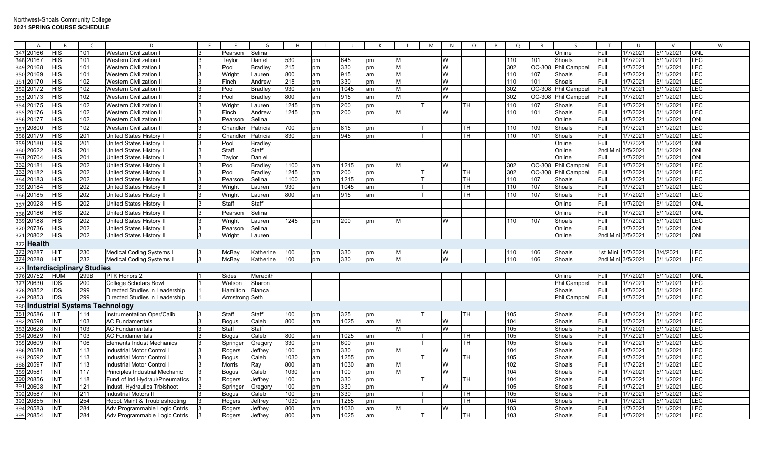Northwest-Shoals Community College
**2021 SPRING COURSE SCHEDULE**

| | A | B | C | D | E | F | G | H | I | J | K | L | M | N | O | P | Q | R | S | T | U | V | W |
|---|---|---|---|---|---|---|---|---|---|---|---|---|---|---|---|---|---|---|---|---|---|---|---|
| 347 | 20166 | HIS | 101 | Western Civilization I | 3 | Pearson | Selina | | | | | | | | | | | | Online | Full | 1/7/2021 | 5/11/2021 | ONL |
| 348 | 20167 | HIS | 101 | Western Civilization I | 3 | Taylor | Daniel | 530 | pm | 645 | pm | M | | W | | | 110 | 101 | Shoals | Full | 1/7/2021 | 5/11/2021 | LEC |
| 349 | 20168 | HIS | 101 | Western Civilization I | 3 | Pool | Bradley | 215 | pm | 330 | pm | M | | W | | | 302 | OC-308 | Phil Campbell | Full | 1/7/2021 | 5/11/2021 | LEC |
| 350 | 20169 | HIS | 101 | Western Civilization I | 3 | Wright | Lauren | 800 | am | 915 | am | M | | W | | | 110 | 107 | Shoals | Full | 1/7/2021 | 5/11/2021 | LEC |
| 351 | 20170 | HIS | 102 | Western Civilization II | 3 | Finch | Andrew | 215 | pm | 330 | pm | M | | W | | | 110 | 101 | Shoals | Full | 1/7/2021 | 5/11/2021 | LEC |
| 352 | 20172 | HIS | 102 | Western Civilization II | 3 | Pool | Bradley | 930 | am | 1045 | am | M | | W | | | 302 | OC-308 | Phil Campbell | Full | 1/7/2021 | 5/11/2021 | LEC |
| 353 | 20173 | HIS | 102 | Western Civilization II | 3 | Pool | Bradley | 800 | am | 915 | am | M | | W | | | 302 | OC-308 | Phil Campbell | Full | 1/7/2021 | 5/11/2021 | LEC |
| 354 | 20175 | HIS | 102 | Western Civilization II | 3 | Wright | Lauren | 1245 | pm | 200 | pm | | T | | TH | | 110 | 107 | Shoals | Full | 1/7/2021 | 5/11/2021 | LEC |
| 355 | 20176 | HIS | 102 | Western Civilization II | 3 | Finch | Andrew | 1245 | pm | 200 | pm | M | | W | | | 110 | 101 | Shoals | Full | 1/7/2021 | 5/11/2021 | LEC |
| 356 | 20177 | HIS | 102 | Western Civilization II | 3 | Pearson | Selina | | | | | | | | | | | | Online | Full | 1/7/2021 | 5/11/2021 | ONL |
| 357 | 20800 | HIS | 102 | Western Civilization II | 3 | Chandler | Patricia | 700 | pm | 815 | pm | | T | | TH | | 110 | 109 | Shoals | Full | 1/7/2021 | 5/11/2021 | LEC |
| 358 | 20179 | HIS | 201 | United States History I | 3 | Chandler | Patricia | 830 | pm | 945 | pm | | T | | TH | | 110 | 101 | Shoals | Full | 1/7/2021 | 5/11/2021 | LEC |
| 359 | 20180 | HIS | 201 | United States History I | 3 | Pool | Bradley | | | | | | | | | | | | Online | Full | 1/7/2021 | 5/11/2021 | ONL |
| 360 | 20622 | HIS | 201 | United States History I | 3 | Staff | Staff | | | | | | | | | | | | Online | 2nd Mini | 3/5/2021 | 5/11/2021 | ONL |
| 361 | 20704 | HIS | 201 | United States History I | 3 | Taylor | Daniel | | | | | | | | | | | | Online | Full | 1/7/2021 | 5/11/2021 | ONL |
| 362 | 20181 | HIS | 202 | United States History II | 3 | Pool | Bradley | 1100 | am | 1215 | pm | M | | W | | | 302 | OC-308 | Phil Campbell | Full | 1/7/2021 | 5/11/2021 | LEC |
| 363 | 20182 | HIS | 202 | United States History II | 3 | Pool | Bradley | 1245 | pm | 200 | pm | | T | | TH | | 302 | OC-308 | Phil Campbell | Full | 1/7/2021 | 5/11/2021 | LEC |
| 364 | 20183 | HIS | 202 | United States History II | 3 | Pearson | Selina | 1100 | am | 1215 | pm | | T | | TH | | 110 | 107 | Shoals | Full | 1/7/2021 | 5/11/2021 | LEC |
| 365 | 20184 | HIS | 202 | United States History II | 3 | Wright | Lauren | 930 | am | 1045 | am | | T | | TH | | 110 | 107 | Shoals | Full | 1/7/2021 | 5/11/2021 | LEC |
| 366 | 20185 | HIS | 202 | United States History II | 3 | Wright | Lauren | 800 | am | 915 | am | | T | | TH | | 110 | 107 | Shoals | Full | 1/7/2021 | 5/11/2021 | LEC |
| 367 | 20928 | HIS | 202 | United States History II | 3 | Staff | Staff | | | | | | | | | | | | Online | Full | 1/7/2021 | 5/11/2021 | ONL |
| 368 | 20186 | HIS | 202 | United States History II | 3 | Pearson | Selina | | | | | | | | | | | | Online | Full | 1/7/2021 | 5/11/2021 | ONL |
| 369 | 20188 | HIS | 202 | United States History II | 3 | Wright | Lauren | 1245 | pm | 200 | pm | M | | W | | | 110 | 107 | Shoals | Full | 1/7/2021 | 5/11/2021 | LEC |
| 370 | 20736 | HIS | 202 | United States History II | 3 | Pearson | Selina | | | | | | | | | | | | Online | Full | 1/7/2021 | 5/11/2021 | ONL |
| 371 | 20802 | HIS | 202 | United States History II | 3 | Wright | Lauren | | | | | | | | | | | | Online | 2nd Mini | 3/5/2021 | 5/11/2021 | ONL |
| 372 | **Health** | | | | | | | | | | | | | | | | | | | | | | |
| 373 | 20287 | HIT | 230 | Medical Coding Systems I | 3 | McBay | Katherine | 100 | pm | 330 | pm | M | | W | | | 110 | 106 | Shoals | 1st Mini | 1/7/2021 | 3/4/2021 | LEC |
| 374 | 20288 | HIT | 232 | Medical Coding Systems II | 3 | McBay | Katherine | 100 | pm | 330 | pm | M | | W | | | 110 | 106 | Shoals | 2nd Mini | 3/5/2021 | 5/11/2021 | LEC |
| 375 | **Interdisciplinary Studies** | | | | | | | | | | | | | | | | | | | | | | |
| 376 | 20752 | HUM | 299B | PTK Honors 2 | 1 | Sides | Meredith | | | | | | | | | | | | Online | Full | 1/7/2021 | 5/11/2021 | ONL |
| 377 | 20630 | IDS | 200 | College Scholars Bowl | 1 | Watson | Sharon | | | | | | | | | | | | Phil Campbell | Full | 1/7/2021 | 5/11/2021 | LEC |
| 378 | 20852 | IDS | 299 | Directed Studies in Leadership | 1 | Hamilton | Bianca | | | | | | | | | | | | Shoals | Full | 1/7/2021 | 5/11/2021 | LEC |
| 379 | 20853 | IDS | 299 | Directed Studies in Leadership | 1 | Armstrong | Seth | | | | | | | | | | | | Phil Campbell | Full | 1/7/2021 | 5/11/2021 | LEC |
| 380 | **Industrial Systems Technology** | | | | | | | | | | | | | | | | | | | | | | |
| 381 | 20586 | ILT | 114 | Instrumentation Oper/Calib | 3 | Staff | Staff | 100 | pm | 325 | pm | | T | | TH | | 105 | | Shoals | Full | 1/7/2021 | 5/11/2021 | LEC |
| 382 | 20590 | INT | 103 | AC Fundamentals | 3 | Bogus | Caleb | 800 | am | 1025 | am | M | | W | | | 104 | | Shoals | Full | 1/7/2021 | 5/11/2021 | LEC |
| 383 | 20628 | INT | 103 | AC Fundamentals | 3 | Staff | Staff | | | | | M | | W | | | 105 | | Shoals | Full | 1/7/2021 | 5/11/2021 | LEC |
| 384 | 20629 | INT | 103 | AC Fundamentals | 3 | Bogus | Caleb | 800 | am | 1025 | am | | T | | TH | | 105 | | Shoals | Full | 1/7/2021 | 5/11/2021 | LEC |
| 385 | 20609 | INT | 106 | Elements Indust Mechanics | 3 | Springer | Gregory | 330 | pm | 600 | pm | | T | | TH | | 105 | | Shoals | Full | 1/7/2021 | 5/11/2021 | LEC |
| 386 | 20580 | INT | 113 | Industrial Motor Control I | 3 | Rogers | Jeffrey | 100 | pm | 330 | pm | M | | W | | | 104 | | Shoals | Full | 1/7/2021 | 5/11/2021 | LEC |
| 387 | 20592 | INT | 113 | Industrial Motor Control I | 3 | Bogus | Caleb | 1030 | am | 1255 | pm | | T | | TH | | 105 | | Shoals | Full | 1/7/2021 | 5/11/2021 | LEC |
| 388 | 20597 | INT | 113 | Industrial Motor Control I | 3 | Morris | Ray | 800 | am | 1030 | am | M | | W | | | 102 | | Shoals | Full | 1/7/2021 | 5/11/2021 | LEC |
| 389 | 20581 | INT | 117 | Principles Industrial Mechanic | 3 | Bogus | Caleb | 1030 | am | 100 | pm | M | | W | | | 104 | | Shoals | Full | 1/7/2021 | 5/11/2021 | LEC |
| 390 | 20856 | INT | 118 | Fund of Ind Hydraul/Pneumatics | 3 | Rogers | Jeffrey | 100 | pm | 330 | pm | | T | | TH | | 104 | | Shoals | Full | 1/7/2021 | 5/11/2021 | LEC |
| 391 | 20608 | INT | 121 | Indust. Hydraulics Trblshoot | 3 | Springer | Gregory | 100 | pm | 330 | pm | | | W | | | 105 | | Shoals | Full | 1/7/2021 | 5/11/2021 | LEC |
| 392 | 20587 | INT | 211 | Industrial Motors II | 3 | Bogus | Caleb | 100 | pm | 330 | pm | | T | | TH | | 105 | | Shoals | Full | 1/7/2021 | 5/11/2021 | LEC |
| 393 | 20855 | INT | 254 | Robot Maint & Troubleshooting | 3 | Rogers | Jeffrey | 1030 | am | 1255 | pm | | T | | TH | | 104 | | Shoals | Full | 1/7/2021 | 5/11/2021 | LEC |
| 394 | 20583 | INT | 284 | Adv Programmable Logic Cntrls | 3 | Rogers | Jeffrey | 800 | am | 1030 | am | M | | W | | | 103 | | Shoals | Full | 1/7/2021 | 5/11/2021 | LEC |
| 395 | 20854 | INT | 284 | Adv Programmable Logic Cntrls | 3 | Rogers | Jeffrey | 800 | am | 1025 | am | | T | | TH | | 103 | | Shoals | Full | 1/7/2021 | 5/11/2021 | LEC |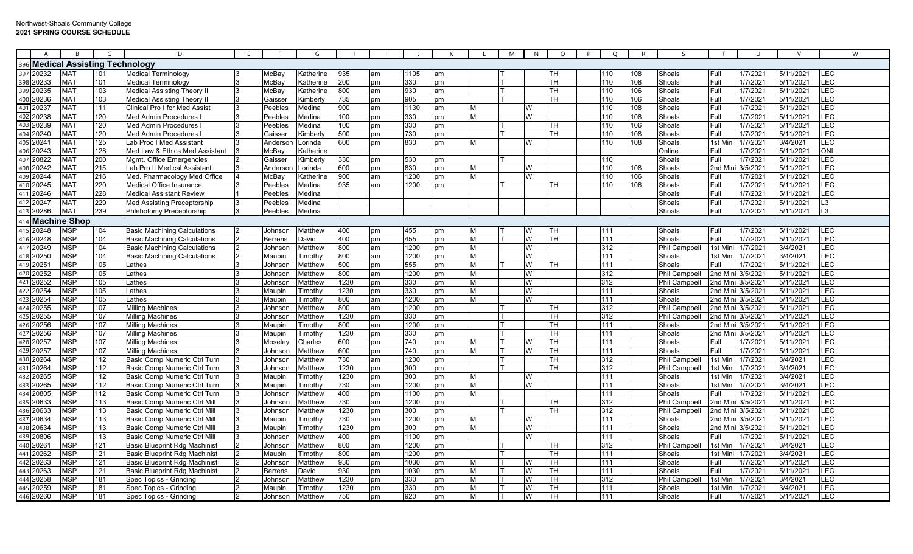Northwest-Shoals Community College
**2021 SPRING COURSE SCHEDULE**

| A | B | C | D | E | F | G | H | I | J | K | L | M | N | O | P | Q | R | S | T | U | V | W |
|---|---|---|---|---|---|---|---|---|---|---|---|---|---|---|---|---|---|---|---|---|---|---|
| **Medical Assisting Technology** | | | | | | | | | | | | | | | | | | | | | | |
| 20232 | MAT | 101 | Medical Terminology | 3 | McBay | Katherine | 935 | am | 1105 | am | | T | | TH | | 110 | 108 | Shoals | Full | 1/7/2021 | 5/11/2021 | LEC |
| 20233 | MAT | 101 | Medical Terminology | 3 | McBay | Katherine | 200 | pm | 330 | pm | | T | | TH | | 110 | 108 | Shoals | Full | 1/7/2021 | 5/11/2021 | LEC |
| 20235 | MAT | 103 | Medical Assisting Theory II | 3 | McBay | Katherine | 800 | am | 930 | am | | T | | TH | | 110 | 106 | Shoals | Full | 1/7/2021 | 5/11/2021 | LEC |
| 20236 | MAT | 103 | Medical Assisting Theory II | 3 | Gaisser | Kimberly | 735 | pm | 905 | pm | | T | | TH | | 110 | 106 | Shoals | Full | 1/7/2021 | 5/11/2021 | LEC |
| 20237 | MAT | 111 | Clinical Pro I for Med Assist | 3 | Peebles | Medina | 900 | am | 1130 | am | M | | W | | | 110 | 108 | Shoals | Full | 1/7/2021 | 5/11/2021 | LEC |
| 20238 | MAT | 120 | Med Admin Procedures I | 3 | Peebles | Medina | 100 | pm | 330 | pm | M | | W | | | 110 | 108 | Shoals | Full | 1/7/2021 | 5/11/2021 | LEC |
| 20239 | MAT | 120 | Med Admin Procedures I | 3 | Peebles | Medina | 100 | pm | 330 | pm | | T | | TH | | 110 | 106 | Shoals | Full | 1/7/2021 | 5/11/2021 | LEC |
| 20240 | MAT | 120 | Med Admin Procedures I | 3 | Gaisser | Kimberly | 500 | pm | 730 | pm | | T | | TH | | 110 | 108 | Shoals | Full | 1/7/2021 | 5/11/2021 | LEC |
| 20241 | MAT | 125 | Lab Proc I Med Assistant | 3 | Anderson | Lorinda | 600 | pm | 830 | pm | M | | W | | | 110 | 108 | Shoals | 1st Mini | 1/7/2021 | 3/4/2021 | LEC |
| 20243 | MAT | 128 | Med Law & Ethics Med Assistant | 3 | McBay | Katherine | | | | | | | | | | | | Online | Full | 1/7/2021 | 5/11/2021 | ONL |
| 20822 | MAT | 200 | Mgmt. Office Emergencies | 2 | Gaisser | Kimberly | 330 | pm | 530 | pm | | T | | | | 110 | | Shoals | Full | 1/7/2021 | 5/11/2021 | LEC |
| 20242 | MAT | 215 | Lab Pro II Medical Assistant | 3 | Anderson | Lorinda | 600 | pm | 830 | pm | M | | W | | | 110 | 108 | Shoals | 2nd Mini | 3/5/2021 | 5/11/2021 | LEC |
| 20244 | MAT | 216 | Med. Pharmacology Med Office | 4 | McBay | Katherine | 900 | am | 1200 | pm | M | | W | | | 110 | 106 | Shoals | Full | 1/7/2021 | 5/11/2021 | LEC |
| 20245 | MAT | 220 | Medical Office Insurance | 3 | Peebles | Medina | 935 | am | 1200 | pm | | T | | TH | | 110 | 106 | Shoals | Full | 1/7/2021 | 5/11/2021 | LEC |
| 20246 | MAT | 228 | Medical Assistant Review | 1 | Peebles | Medina | | | | | | | | | | | | Shoals | Full | 1/7/2021 | 5/11/2021 | LEC |
| 20247 | MAT | 229 | Med Assisting Preceptorship | 3 | Peebles | Medina | | | | | | | | | | | | Shoals | Full | 1/7/2021 | 5/11/2021 | L3 |
| 20286 | MAT | 239 | Phlebotomy Preceptorship | 3 | Peebles | Medina | | | | | | | | | | | | Shoals | Full | 1/7/2021 | 5/11/2021 | L3 |
| **Machine Shop** | | | | | | | | | | | | | | | | | | | | | | |
| 20248 | MSP | 104 | Basic Machining Calculations | 2 | Johnson | Matthew | 400 | pm | 455 | pm | M | T | W | TH | | 111 | | Shoals | Full | 1/7/2021 | 5/11/2021 | LEC |
| 20248 | MSP | 104 | Basic Machining Calculations | 2 | Berrens | David | 400 | pm | 455 | pm | M | T | W | TH | | 111 | | Shoals | Full | 1/7/2021 | 5/11/2021 | LEC |
| 20249 | MSP | 104 | Basic Machining Calculations | 2 | Johnson | Matthew | 800 | am | 1200 | pm | M | | W | | | 312 | | Phil Campbell | 1st Mini | 1/7/2021 | 3/4/2021 | LEC |
| 20250 | MSP | 104 | Basic Machining Calculations | 2 | Maupin | Timothy | 800 | am | 1200 | pm | M | | W | | | 111 | | Shoals | 1st Mini | 1/7/2021 | 3/4/2021 | LEC |
| 20251 | MSP | 105 | Lathes | 3 | Johnson | Matthew | 500 | pm | 555 | pm | M | T | W | TH | | 111 | | Shoals | Full | 1/7/2021 | 5/11/2021 | LEC |
| 20252 | MSP | 105 | Lathes | 3 | Johnson | Matthew | 800 | am | 1200 | pm | M | | W | | | 312 | | Phil Campbell | 2nd Mini | 3/5/2021 | 5/11/2021 | LEC |
| 20252 | MSP | 105 | Lathes | 3 | Johnson | Matthew | 1230 | pm | 330 | pm | M | | W | | | 312 | | Phil Campbell | 2nd Mini | 3/5/2021 | 5/11/2021 | LEC |
| 20254 | MSP | 105 | Lathes | 3 | Maupin | Timothy | 1230 | pm | 330 | pm | M | | W | | | 111 | | Shoals | 2nd Mini | 3/5/2021 | 5/11/2021 | LEC |
| 20254 | MSP | 105 | Lathes | 3 | Maupin | Timothy | 800 | am | 1200 | pm | M | | W | | | 111 | | Shoals | 2nd Mini | 3/5/2021 | 5/11/2021 | LEC |
| 20255 | MSP | 107 | Milling Machines | 3 | Johnson | Matthew | 800 | am | 1200 | pm | | T | | TH | | 312 | | Phil Campbell | 2nd Mini | 3/5/2021 | 5/11/2021 | LEC |
| 20255 | MSP | 107 | Milling Machines | 3 | Johnson | Matthew | 1230 | pm | 330 | pm | | T | | TH | | 312 | | Phil Campbell | 2nd Mini | 3/5/2021 | 5/11/2021 | LEC |
| 20256 | MSP | 107 | Milling Machines | 3 | Maupin | Timothy | 800 | am | 1200 | pm | | T | | TH | | 111 | | Shoals | 2nd Mini | 3/5/2021 | 5/11/2021 | LEC |
| 20256 | MSP | 107 | Milling Machines | 3 | Maupin | Timothy | 1230 | pm | 330 | pm | | T | | TH | | 111 | | Shoals | 2nd Mini | 3/5/2021 | 5/11/2021 | LEC |
| 20257 | MSP | 107 | Milling Machines | 3 | Moseley | Charles | 600 | pm | 740 | pm | M | T | W | TH | | 111 | | Shoals | Full | 1/7/2021 | 5/11/2021 | LEC |
| 20257 | MSP | 107 | Milling Machines | 3 | Johnson | Matthew | 600 | pm | 740 | pm | M | T | W | TH | | 111 | | Shoals | Full | 1/7/2021 | 5/11/2021 | LEC |
| 20264 | MSP | 112 | Basic Comp Numeric Ctrl Turn | 3 | Johnson | Matthew | 730 | am | 1200 | pm | | T | | TH | | 312 | | Phil Campbell | 1st Mini | 1/7/2021 | 3/4/2021 | LEC |
| 20264 | MSP | 112 | Basic Comp Numeric Ctrl Turn | 3 | Johnson | Matthew | 1230 | pm | 300 | pm | | T | | TH | | 312 | | Phil Campbell | 1st Mini | 1/7/2021 | 3/4/2021 | LEC |
| 20265 | MSP | 112 | Basic Comp Numeric Ctrl Turn | 3 | Maupin | Timothy | 1230 | pm | 300 | pm | M | | W | | | 111 | | Shoals | 1st Mini | 1/7/2021 | 3/4/2021 | LEC |
| 20265 | MSP | 112 | Basic Comp Numeric Ctrl Turn | 3 | Maupin | Timothy | 730 | am | 1200 | pm | M | | W | | | 111 | | Shoals | 1st Mini | 1/7/2021 | 3/4/2021 | LEC |
| 20805 | MSP | 112 | Basic Comp Numeric Ctrl Turn | 3 | Johnson | Matthew | 400 | pm | 1100 | pm | M | | | | | 111 | | Shoals | Full | 1/7/2021 | 5/11/2021 | LEC |
| 20633 | MSP | 113 | Basic Comp Numeric Ctrl Mill | 3 | Johnson | Matthew | 730 | am | 1200 | pm | | T | | TH | | 312 | | Phil Campbell | 2nd Mini | 3/5/2021 | 5/11/2021 | LEC |
| 20633 | MSP | 113 | Basic Comp Numeric Ctrl Mill | 3 | Johnson | Matthew | 1230 | pm | 300 | pm | | T | | TH | | 312 | | Phil Campbell | 2nd Mini | 3/5/2021 | 5/11/2021 | LEC |
| 20634 | MSP | 113 | Basic Comp Numeric Ctrl Mill | 3 | Maupin | Timothy | 730 | am | 1200 | pm | M | | W | | | 111 | | Shoals | 2nd Mini | 3/5/2021 | 5/11/2021 | LEC |
| 20634 | MSP | 113 | Basic Comp Numeric Ctrl Mill | 3 | Maupin | Timothy | 1230 | pm | 300 | pm | M | | W | | | 111 | | Shoals | 2nd Mini | 3/5/2021 | 5/11/2021 | LEC |
| 20806 | MSP | 113 | Basic Comp Numeric Ctrl Mill | 3 | Johnson | Matthew | 400 | pm | 1100 | pm | | | W | | | 111 | | Shoals | Full | 1/7/2021 | 5/11/2021 | LEC |
| 20261 | MSP | 121 | Basic Blueprint Rdg Machinist | 2 | Johnson | Matthew | 800 | am | 1200 | pm | | T | | TH | | 312 | | Phil Campbell | 1st Mini | 1/7/2021 | 3/4/2021 | LEC |
| 20262 | MSP | 121 | Basic Blueprint Rdg Machinist | 2 | Maupin | Timothy | 800 | am | 1200 | pm | | T | | TH | | 111 | | Shoals | 1st Mini | 1/7/2021 | 3/4/2021 | LEC |
| 20263 | MSP | 121 | Basic Blueprint Rdg Machinist | 2 | Johnson | Matthew | 930 | pm | 1030 | pm | M | T | W | TH | | 111 | | Shoals | Full | 1/7/2021 | 5/11/2021 | LEC |
| 20263 | MSP | 121 | Basic Blueprint Rdg Machinist | 2 | Berrens | David | 930 | pm | 1030 | pm | M | T | W | TH | | 111 | | Shoals | Full | 1/7/2021 | 5/11/2021 | LEC |
| 20258 | MSP | 181 | Spec Topics - Grinding | 2 | Johnson | Matthew | 1230 | pm | 330 | pm | M | T | W | TH | | 312 | | Phil Campbell | 1st Mini | 1/7/2021 | 3/4/2021 | LEC |
| 20259 | MSP | 181 | Spec Topics - Grinding | 2 | Maupin | Timothy | 1230 | pm | 330 | pm | M | T | W | TH | | 111 | | Shoals | 1st Mini | 1/7/2021 | 3/4/2021 | LEC |
| 20260 | MSP | 181 | Spec Topics - Grinding | 2 | Johnson | Matthew | 750 | pm | 920 | pm | M | T | W | TH | | 111 | | Shoals | Full | 1/7/2021 | 5/11/2021 | LEC |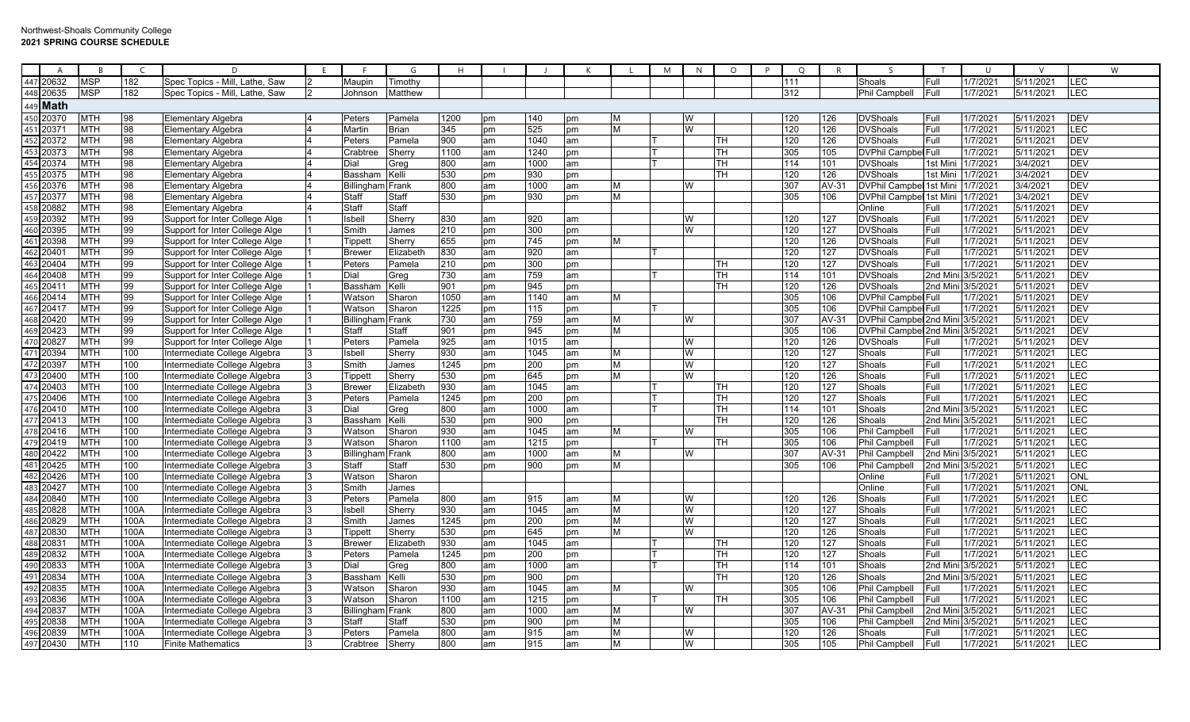Northwest-Shoals Community College
**2021 SPRING COURSE SCHEDULE**

| | A | B | C | D | E | F | G | H | I | J | K | L | M | N | O | P | Q | R | S | T | U | V | W |
|---|---|---|---|---|---|---|---|---|---|---|---|---|---|---|---|---|---|---|---|---|---|---|---|
| 447 | 20632 | MSP | 182 | Spec Topics - Mill, Lathe, Saw | 2 | Maupin | Timothy | | | | | | | | | | 111 | | Shoals | Full | 1/7/2021 | 5/11/2021 | LEC |
| 448 | 20635 | MSP | 182 | Spec Topics - Mill, Lathe, Saw | 2 | Johnson | Matthew | | | | | | | | | | 312 | | Phil Campbell | Full | 1/7/2021 | 5/11/2021 | LEC |
| 449 | **Math** | | | | | | | | | | | | | | | | | | | | | | |
| 450 | 20370 | MTH | 98 | Elementary Algebra | 4 | Peters | Pamela | 1200 | pm | 140 | pm | M | | W | | | 120 | 126 | DVShoals | Full | 1/7/2021 | 5/11/2021 | DEV |
| 451 | 20371 | MTH | 98 | Elementary Algebra | 4 | Martin | Brian | 345 | pm | 525 | pm | M | | W | | | 120 | 126 | DVShoals | Full | 1/7/2021 | 5/11/2021 | LEC |
| 452 | 20372 | MTH | 98 | Elementary Algebra | 4 | Peters | Pamela | 900 | am | 1040 | am | | T | | TH | | 120 | 126 | DVShoals | Full | 1/7/2021 | 5/11/2021 | DEV |
| 453 | 20373 | MTH | 98 | Elementary Algebra | 4 | Crabtree | Sherry | 1100 | am | 1240 | pm | | T | | TH | | 305 | 105 | DVPhil Campbel | Full | 1/7/2021 | 5/11/2021 | DEV |
| 454 | 20374 | MTH | 98 | Elementary Algebra | 4 | Dial | Greg | 800 | am | 1000 | am | | T | | TH | | 114 | 101 | DVShoals | 1st Mini | 1/7/2021 | 3/4/2021 | DEV |
| 455 | 20375 | MTH | 98 | Elementary Algebra | 4 | Bassham | Kelli | 530 | pm | 930 | pm | | | | TH | | 120 | 126 | DVShoals | 1st Mini | 1/7/2021 | 3/4/2021 | DEV |
| 456 | 20376 | MTH | 98 | Elementary Algebra | 4 | Billingham | Frank | 800 | am | 1000 | am | M | | W | | | 307 | AV-31 | DVPhil Campbel | 1st Mini | 1/7/2021 | 3/4/2021 | DEV |
| 457 | 20377 | MTH | 98 | Elementary Algebra | 4 | Staff | Staff | 530 | pm | 930 | pm | M | | | | | 305 | 106 | DVPhil Campbel | 1st Mini | 1/7/2021 | 3/4/2021 | DEV |
| 458 | 20882 | MTH | 98 | Elementary Algebra | 4 | Staff | Staff | | | | | | | | | | | | Online | Full | 1/7/2021 | 5/11/2021 | DEV |
| 459 | 20392 | MTH | 99 | Support for Inter College Alge | 1 | Isbell | Sherry | 830 | am | 920 | am | | | W | | | 120 | 127 | DVShoals | Full | 1/7/2021 | 5/11/2021 | DEV |
| 460 | 20395 | MTH | 99 | Support for Inter College Alge | 1 | Smith | James | 210 | pm | 300 | pm | | | W | | | 120 | 127 | DVShoals | Full | 1/7/2021 | 5/11/2021 | DEV |
| 461 | 20398 | MTH | 99 | Support for Inter College Alge | 1 | Tippett | Sherry | 655 | pm | 745 | pm | M | | | | | 120 | 126 | DVShoals | Full | 1/7/2021 | 5/11/2021 | DEV |
| 462 | 20401 | MTH | 99 | Support for Inter College Alge | 1 | Brewer | Elizabeth | 830 | am | 920 | am | | T | | | | 120 | 127 | DVShoals | Full | 1/7/2021 | 5/11/2021 | DEV |
| 463 | 20404 | MTH | 99 | Support for Inter College Alge | 1 | Peters | Pamela | 210 | pm | 300 | pm | | | | TH | | 120 | 127 | DVShoals | Full | 1/7/2021 | 5/11/2021 | DEV |
| 464 | 20408 | MTH | 99 | Support for Inter College Alge | 1 | Dial | Greg | 730 | am | 759 | am | | T | | TH | | 114 | 101 | DVShoals | 2nd Mini | 3/5/2021 | 5/11/2021 | DEV |
| 465 | 20411 | MTH | 99 | Support for Inter College Alge | 1 | Bassham | Kelli | 901 | pm | 945 | pm | | | | TH | | 120 | 126 | DVShoals | 2nd Mini | 3/5/2021 | 5/11/2021 | DEV |
| 466 | 20414 | MTH | 99 | Support for Inter College Alge | 1 | Watson | Sharon | 1050 | am | 1140 | am | M | | | | | 305 | 106 | DVPhil Campbel | Full | 1/7/2021 | 5/11/2021 | DEV |
| 467 | 20417 | MTH | 99 | Support for Inter College Alge | 1 | Watson | Sharon | 1225 | pm | 115 | pm | | T | | | | 305 | 106 | DVPhil Campbel | Full | 1/7/2021 | 5/11/2021 | DEV |
| 468 | 20420 | MTH | 99 | Support for Inter College Alge | 1 | Billingham | Frank | 730 | am | 759 | am | M | | W | | | 307 | AV-31 | DVPhil Campbel | 2nd Mini | 3/5/2021 | 5/11/2021 | DEV |
| 469 | 20423 | MTH | 99 | Support for Inter College Alge | 1 | Staff | Staff | 901 | pm | 945 | pm | M | | | | | 305 | 106 | DVPhil Campbel | 2nd Mini | 3/5/2021 | 5/11/2021 | DEV |
| 470 | 20827 | MTH | 99 | Support for Inter College Alge | 1 | Peters | Pamela | 925 | am | 1015 | am | | | W | | | 120 | 126 | DVShoals | Full | 1/7/2021 | 5/11/2021 | DEV |
| 471 | 20394 | MTH | 100 | Intermediate College Algebra | 3 | Isbell | Sherry | 930 | am | 1045 | am | M | | W | | | 120 | 127 | Shoals | Full | 1/7/2021 | 5/11/2021 | LEC |
| 472 | 20397 | MTH | 100 | Intermediate College Algebra | 3 | Smith | James | 1245 | pm | 200 | pm | M | | W | | | 120 | 127 | Shoals | Full | 1/7/2021 | 5/11/2021 | LEC |
| 473 | 20400 | MTH | 100 | Intermediate College Algebra | 3 | Tippett | Sherry | 530 | pm | 645 | pm | M | | W | | | 120 | 126 | Shoals | Full | 1/7/2021 | 5/11/2021 | LEC |
| 474 | 20403 | MTH | 100 | Intermediate College Algebra | 3 | Brewer | Elizabeth | 930 | am | 1045 | am | | T | | TH | | 120 | 127 | Shoals | Full | 1/7/2021 | 5/11/2021 | LEC |
| 475 | 20406 | MTH | 100 | Intermediate College Algebra | 3 | Peters | Pamela | 1245 | pm | 200 | pm | | T | | TH | | 120 | 127 | Shoals | Full | 1/7/2021 | 5/11/2021 | LEC |
| 476 | 20410 | MTH | 100 | Intermediate College Algebra | 3 | Dial | Greg | 800 | am | 1000 | am | | T | | TH | | 114 | 101 | Shoals | 2nd Mini | 3/5/2021 | 5/11/2021 | LEC |
| 477 | 20413 | MTH | 100 | Intermediate College Algebra | 3 | Bassham | Kelli | 530 | pm | 900 | pm | | | | TH | | 120 | 126 | Shoals | 2nd Mini | 3/5/2021 | 5/11/2021 | LEC |
| 478 | 20416 | MTH | 100 | Intermediate College Algebra | 3 | Watson | Sharon | 930 | am | 1045 | am | M | | W | | | 305 | 106 | Phil Campbell | Full | 1/7/2021 | 5/11/2021 | LEC |
| 479 | 20419 | MTH | 100 | Intermediate College Algebra | 3 | Watson | Sharon | 1100 | am | 1215 | pm | | T | | TH | | 305 | 106 | Phil Campbell | Full | 1/7/2021 | 5/11/2021 | LEC |
| 480 | 20422 | MTH | 100 | Intermediate College Algebra | 3 | Billingham | Frank | 800 | am | 1000 | am | M | | W | | | 307 | AV-31 | Phil Campbell | 2nd Mini | 3/5/2021 | 5/11/2021 | LEC |
| 481 | 20425 | MTH | 100 | Intermediate College Algebra | 3 | Staff | Staff | 530 | pm | 900 | pm | M | | | | | 305 | 106 | Phil Campbell | 2nd Mini | 3/5/2021 | 5/11/2021 | LEC |
| 482 | 20426 | MTH | 100 | Intermediate College Algebra | 3 | Watson | Sharon | | | | | | | | | | | | Online | Full | 1/7/2021 | 5/11/2021 | ONL |
| 483 | 20427 | MTH | 100 | Intermediate College Algebra | 3 | Smith | James | | | | | | | | | | | | Online | Full | 1/7/2021 | 5/11/2021 | ONL |
| 484 | 20840 | MTH | 100 | Intermediate College Algebra | 3 | Peters | Pamela | 800 | am | 915 | am | M | | W | | | 120 | 126 | Shoals | Full | 1/7/2021 | 5/11/2021 | LEC |
| 485 | 20828 | MTH | 100A | Intermediate College Algebra | 3 | Isbell | Sherry | 930 | am | 1045 | am | M | | W | | | 120 | 127 | Shoals | Full | 1/7/2021 | 5/11/2021 | LEC |
| 486 | 20829 | MTH | 100A | Intermediate College Algebra | 3 | Smith | James | 1245 | pm | 200 | pm | M | | W | | | 120 | 127 | Shoals | Full | 1/7/2021 | 5/11/2021 | LEC |
| 487 | 20830 | MTH | 100A | Intermediate College Algebra | 3 | Tippett | Sherry | 530 | pm | 645 | pm | M | | W | | | 120 | 126 | Shoals | Full | 1/7/2021 | 5/11/2021 | LEC |
| 488 | 20831 | MTH | 100A | Intermediate College Algebra | 3 | Brewer | Elizabeth | 930 | am | 1045 | am | | T | | TH | | 120 | 127 | Shoals | Full | 1/7/2021 | 5/11/2021 | LEC |
| 489 | 20832 | MTH | 100A | Intermediate College Algebra | 3 | Peters | Pamela | 1245 | pm | 200 | pm | | T | | TH | | 120 | 127 | Shoals | Full | 1/7/2021 | 5/11/2021 | LEC |
| 490 | 20833 | MTH | 100A | Intermediate College Algebra | 3 | Dial | Greg | 800 | am | 1000 | am | | T | | TH | | 114 | 101 | Shoals | 2nd Mini | 3/5/2021 | 5/11/2021 | LEC |
| 491 | 20834 | MTH | 100A | Intermediate College Algebra | 3 | Bassham | Kelli | 530 | pm | 900 | pm | | | | TH | | 120 | 126 | Shoals | 2nd Mini | 3/5/2021 | 5/11/2021 | LEC |
| 492 | 20835 | MTH | 100A | Intermediate College Algebra | 3 | Watson | Sharon | 930 | am | 1045 | am | M | | W | | | 305 | 106 | Phil Campbell | Full | 1/7/2021 | 5/11/2021 | LEC |
| 493 | 20836 | MTH | 100A | Intermediate College Algebra | 3 | Watson | Sharon | 1100 | am | 1215 | pm | | T | | TH | | 305 | 106 | Phil Campbell | Full | 1/7/2021 | 5/11/2021 | LEC |
| 494 | 20837 | MTH | 100A | Intermediate College Algebra | 3 | Billingham | Frank | 800 | am | 1000 | am | M | | W | | | 307 | AV-31 | Phil Campbell | 2nd Mini | 3/5/2021 | 5/11/2021 | LEC |
| 495 | 20838 | MTH | 100A | Intermediate College Algebra | 3 | Staff | Staff | 530 | pm | 900 | pm | M | | | | | 305 | 106 | Phil Campbell | 2nd Mini | 3/5/2021 | 5/11/2021 | LEC |
| 496 | 20839 | MTH | 100A | Intermediate College Algebra | 3 | Peters | Pamela | 800 | am | 915 | am | M | | W | | | 120 | 126 | Shoals | Full | 1/7/2021 | 5/11/2021 | LEC |
| 497 | 20430 | MTH | 110 | Finite Mathematics | 3 | Crabtree | Sherry | 800 | am | 915 | am | M | | W | | | 305 | 105 | Phil Campbell | Full | 1/7/2021 | 5/11/2021 | LEC |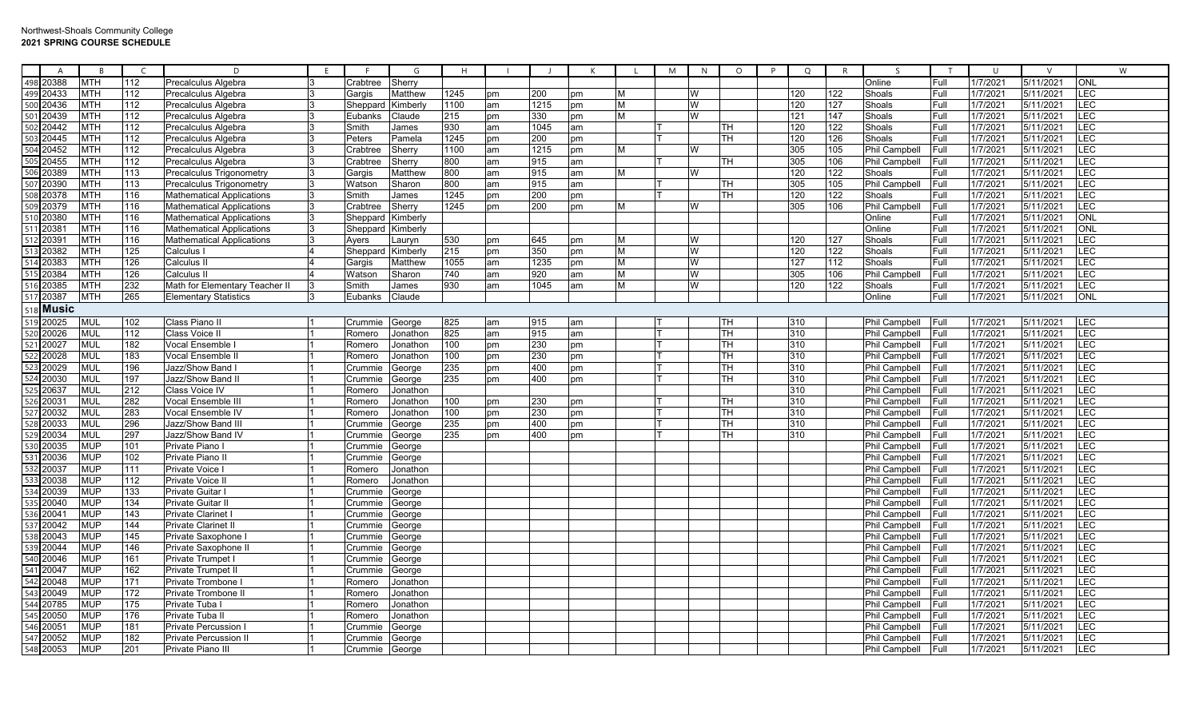Northwest-Shoals Community College
**2021 SPRING COURSE SCHEDULE**

| | A | B | C | D | E | F | G | H | I | J | K | L | M | N | O | P | Q | R | S | T | U | V | W |
|---|---|---|---|---|---|---|---|---|---|---|---|---|---|---|---|---|---|---|---|---|---|---|---|
| 498 | 20388 | MTH | 112 | Precalculus Algebra | 3 | Crabtree | Sherry | | | | | | | | | | | | Online | Full | 1/7/2021 | 5/11/2021 | ONL |
| 499 | 20433 | MTH | 112 | Precalculus Algebra | 3 | Gargis | Matthew | 1245 | pm | 200 | pm | M | | W | | | 120 | 122 | Shoals | Full | 1/7/2021 | 5/11/2021 | LEC |
| 500 | 20436 | MTH | 112 | Precalculus Algebra | 3 | Sheppard | Kimberly | 1100 | am | 1215 | pm | M | | W | | | 120 | 127 | Shoals | Full | 1/7/2021 | 5/11/2021 | LEC |
| 501 | 20439 | MTH | 112 | Precalculus Algebra | 3 | Eubanks | Claude | 215 | pm | 330 | pm | M | | W | | | 121 | 147 | Shoals | Full | 1/7/2021 | 5/11/2021 | LEC |
| 502 | 20442 | MTH | 112 | Precalculus Algebra | 3 | Smith | James | 930 | am | 1045 | am | | T | | TH | | 120 | 122 | Shoals | Full | 1/7/2021 | 5/11/2021 | LEC |
| 503 | 20445 | MTH | 112 | Precalculus Algebra | 3 | Peters | Pamela | 1245 | pm | 200 | pm | | T | | TH | | 120 | 126 | Shoals | Full | 1/7/2021 | 5/11/2021 | LEC |
| 504 | 20452 | MTH | 112 | Precalculus Algebra | 3 | Crabtree | Sherry | 1100 | am | 1215 | pm | M | | W | | | 305 | 105 | Phil Campbell | Full | 1/7/2021 | 5/11/2021 | LEC |
| 505 | 20455 | MTH | 112 | Precalculus Algebra | 3 | Crabtree | Sherry | 800 | am | 915 | am | | T | | TH | | 305 | 106 | Phil Campbell | Full | 1/7/2021 | 5/11/2021 | LEC |
| 506 | 20389 | MTH | 113 | Precalculus Trigonometry | 3 | Gargis | Matthew | 800 | am | 915 | am | M | | W | | | 120 | 122 | Shoals | Full | 1/7/2021 | 5/11/2021 | LEC |
| 507 | 20390 | MTH | 113 | Precalculus Trigonometry | 3 | Watson | Sharon | 800 | am | 915 | am | | T | | TH | | 305 | 105 | Phil Campbell | Full | 1/7/2021 | 5/11/2021 | LEC |
| 508 | 20378 | MTH | 116 | Mathematical Applications | 3 | Smith | James | 1245 | pm | 200 | pm | | T | | TH | | 120 | 122 | Shoals | Full | 1/7/2021 | 5/11/2021 | LEC |
| 509 | 20379 | MTH | 116 | Mathematical Applications | 3 | Crabtree | Sherry | 1245 | pm | 200 | pm | M | | W | | | 305 | 106 | Phil Campbell | Full | 1/7/2021 | 5/11/2021 | LEC |
| 510 | 20380 | MTH | 116 | Mathematical Applications | 3 | Sheppard | Kimberly | | | | | | | | | | | | Online | Full | 1/7/2021 | 5/11/2021 | ONL |
| 511 | 20381 | MTH | 116 | Mathematical Applications | 3 | Sheppard | Kimberly | | | | | | | | | | | | Online | Full | 1/7/2021 | 5/11/2021 | ONL |
| 512 | 20391 | MTH | 116 | Mathematical Applications | 3 | Ayers | Lauryn | 530 | pm | 645 | pm | M | | W | | | 120 | 127 | Shoals | Full | 1/7/2021 | 5/11/2021 | LEC |
| 513 | 20382 | MTH | 125 | Calculus I | 4 | Sheppard | Kimberly | 215 | pm | 350 | pm | M | | W | | | 120 | 122 | Shoals | Full | 1/7/2021 | 5/11/2021 | LEC |
| 514 | 20383 | MTH | 126 | Calculus II | 4 | Gargis | Matthew | 1055 | am | 1235 | pm | M | | W | | | 127 | 112 | Shoals | Full | 1/7/2021 | 5/11/2021 | LEC |
| 515 | 20384 | MTH | 126 | Calculus II | 4 | Watson | Sharon | 740 | am | 920 | am | M | | W | | | 305 | 106 | Phil Campbell | Full | 1/7/2021 | 5/11/2021 | LEC |
| 516 | 20385 | MTH | 232 | Math for Elementary Teacher II | 3 | Smith | James | 930 | am | 1045 | am | M | | W | | | 120 | 122 | Shoals | Full | 1/7/2021 | 5/11/2021 | LEC |
| 517 | 20387 | MTH | 265 | Elementary Statistics | 3 | Eubanks | Claude | | | | | | | | | | | | Online | Full | 1/7/2021 | 5/11/2021 | ONL |
| 518 | **Music** | | | | | | | | | | | | | | | | | | | | | | |
| 519 | 20025 | MUL | 102 | Class Piano II | 1 | Crummie | George | 825 | am | 915 | am | | T | | TH | | 310 | | Phil Campbell | Full | 1/7/2021 | 5/11/2021 | LEC |
| 520 | 20026 | MUL | 112 | Class Voice II | 1 | Romero | Jonathon | 825 | am | 915 | am | | T | | TH | | 310 | | Phil Campbell | Full | 1/7/2021 | 5/11/2021 | LEC |
| 521 | 20027 | MUL | 182 | Vocal Ensemble I | 1 | Romero | Jonathon | 100 | pm | 230 | pm | | T | | TH | | 310 | | Phil Campbell | Full | 1/7/2021 | 5/11/2021 | LEC |
| 522 | 20028 | MUL | 183 | Vocal Ensemble II | 1 | Romero | Jonathon | 100 | pm | 230 | pm | | T | | TH | | 310 | | Phil Campbell | Full | 1/7/2021 | 5/11/2021 | LEC |
| 523 | 20029 | MUL | 196 | Jazz/Show Band I | 1 | Crummie | George | 235 | pm | 400 | pm | | T | | TH | | 310 | | Phil Campbell | Full | 1/7/2021 | 5/11/2021 | LEC |
| 524 | 20030 | MUL | 197 | Jazz/Show Band II | 1 | Crummie | George | 235 | pm | 400 | pm | | T | | TH | | 310 | | Phil Campbell | Full | 1/7/2021 | 5/11/2021 | LEC |
| 525 | 20637 | MUL | 212 | Class Voice IV | 1 | Romero | Jonathon | | | | | | | | | | 310 | | Phil Campbell | Full | 1/7/2021 | 5/11/2021 | LEC |
| 526 | 20031 | MUL | 282 | Vocal Ensemble III | 1 | Romero | Jonathon | 100 | pm | 230 | pm | | T | | TH | | 310 | | Phil Campbell | Full | 1/7/2021 | 5/11/2021 | LEC |
| 527 | 20032 | MUL | 283 | Vocal Ensemble IV | 1 | Romero | Jonathon | 100 | pm | 230 | pm | | T | | TH | | 310 | | Phil Campbell | Full | 1/7/2021 | 5/11/2021 | LEC |
| 528 | 20033 | MUL | 296 | Jazz/Show Band III | 1 | Crummie | George | 235 | pm | 400 | pm | | T | | TH | | 310 | | Phil Campbell | Full | 1/7/2021 | 5/11/2021 | LEC |
| 529 | 20034 | MUL | 297 | Jazz/Show Band IV | 1 | Crummie | George | 235 | pm | 400 | pm | | T | | TH | | 310 | | Phil Campbell | Full | 1/7/2021 | 5/11/2021 | LEC |
| 530 | 20035 | MUP | 101 | Private Piano I | 1 | Crummie | George | | | | | | | | | | | | Phil Campbell | Full | 1/7/2021 | 5/11/2021 | LEC |
| 531 | 20036 | MUP | 102 | Private Piano II | 1 | Crummie | George | | | | | | | | | | | | Phil Campbell | Full | 1/7/2021 | 5/11/2021 | LEC |
| 532 | 20037 | MUP | 111 | Private Voice I | 1 | Romero | Jonathon | | | | | | | | | | | | Phil Campbell | Full | 1/7/2021 | 5/11/2021 | LEC |
| 533 | 20038 | MUP | 112 | Private Voice II | 1 | Romero | Jonathon | | | | | | | | | | | | Phil Campbell | Full | 1/7/2021 | 5/11/2021 | LEC |
| 534 | 20039 | MUP | 133 | Private Guitar I | 1 | Crummie | George | | | | | | | | | | | | Phil Campbell | Full | 1/7/2021 | 5/11/2021 | LEC |
| 535 | 20040 | MUP | 134 | Private Guitar II | 1 | Crummie | George | | | | | | | | | | | | Phil Campbell | Full | 1/7/2021 | 5/11/2021 | LEC |
| 536 | 20041 | MUP | 143 | Private Clarinet I | 1 | Crummie | George | | | | | | | | | | | | Phil Campbell | Full | 1/7/2021 | 5/11/2021 | LEC |
| 537 | 20042 | MUP | 144 | Private Clarinet II | 1 | Crummie | George | | | | | | | | | | | | Phil Campbell | Full | 1/7/2021 | 5/11/2021 | LEC |
| 538 | 20043 | MUP | 145 | Private Saxophone I | 1 | Crummie | George | | | | | | | | | | | | Phil Campbell | Full | 1/7/2021 | 5/11/2021 | LEC |
| 539 | 20044 | MUP | 146 | Private Saxophone II | 1 | Crummie | George | | | | | | | | | | | | Phil Campbell | Full | 1/7/2021 | 5/11/2021 | LEC |
| 540 | 20046 | MUP | 161 | Private Trumpet I | 1 | Crummie | George | | | | | | | | | | | | Phil Campbell | Full | 1/7/2021 | 5/11/2021 | LEC |
| 541 | 20047 | MUP | 162 | Private Trumpet II | 1 | Crummie | George | | | | | | | | | | | | Phil Campbell | Full | 1/7/2021 | 5/11/2021 | LEC |
| 542 | 20048 | MUP | 171 | Private Trombone I | 1 | Romero | Jonathon | | | | | | | | | | | | Phil Campbell | Full | 1/7/2021 | 5/11/2021 | LEC |
| 543 | 20049 | MUP | 172 | Private Trombone II | 1 | Romero | Jonathon | | | | | | | | | | | | Phil Campbell | Full | 1/7/2021 | 5/11/2021 | LEC |
| 544 | 20785 | MUP | 175 | Private Tuba I | 1 | Romero | Jonathon | | | | | | | | | | | | Phil Campbell | Full | 1/7/2021 | 5/11/2021 | LEC |
| 545 | 20050 | MUP | 176 | Private Tuba II | 1 | Romero | Jonathon | | | | | | | | | | | | Phil Campbell | Full | 1/7/2021 | 5/11/2021 | LEC |
| 546 | 20051 | MUP | 181 | Private Percussion I | 1 | Crummie | George | | | | | | | | | | | | Phil Campbell | Full | 1/7/2021 | 5/11/2021 | LEC |
| 547 | 20052 | MUP | 182 | Private Percussion II | 1 | Crummie | George | | | | | | | | | | | | Phil Campbell | Full | 1/7/2021 | 5/11/2021 | LEC |
| 548 | 20053 | MUP | 201 | Private Piano III | 1 | Crummie | George | | | | | | | | | | | | Phil Campbell | Full | 1/7/2021 | 5/11/2021 | LEC |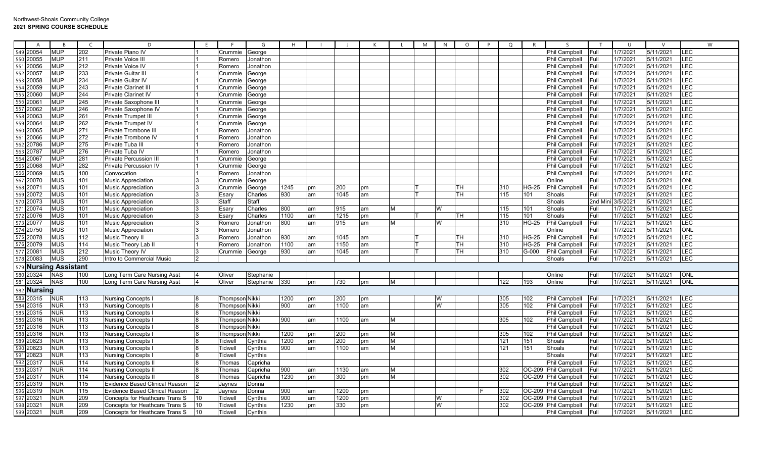Northwest-Shoals Community College
**2021 SPRING COURSE SCHEDULE**

| | A | B | C | D | E | F | G | H | I | J | K | L | M | N | O | P | Q | R | S | T | U | V | W |
|---|---|---|---|---|---|---|---|---|---|---|---|---|---|---|---|---|---|---|---|---|---|---|---|
| 549 | 20054 | MUP | 202 | Private Piano IV | 1 | Crummie | George | | | | | | | | | | | | Phil Campbell | Full | 1/7/2021 | 5/11/2021 | LEC |
| 550 | 20055 | MUP | 211 | Private Voice III | 1 | Romero | Jonathon | | | | | | | | | | | | Phil Campbell | Full | 1/7/2021 | 5/11/2021 | LEC |
| 551 | 20056 | MUP | 212 | Private Voice IV | 1 | Romero | Jonathon | | | | | | | | | | | | Phil Campbell | Full | 1/7/2021 | 5/11/2021 | LEC |
| 552 | 20057 | MUP | 233 | Private Guitar III | 1 | Crummie | George | | | | | | | | | | | | Phil Campbell | Full | 1/7/2021 | 5/11/2021 | LEC |
| 553 | 20058 | MUP | 234 | Private Guitar IV | 1 | Crummie | George | | | | | | | | | | | | Phil Campbell | Full | 1/7/2021 | 5/11/2021 | LEC |
| 554 | 20059 | MUP | 243 | Private Clarinet III | 1 | Crummie | George | | | | | | | | | | | | Phil Campbell | Full | 1/7/2021 | 5/11/2021 | LEC |
| 555 | 20060 | MUP | 244 | Private Clarinet IV | 1 | Crummie | George | | | | | | | | | | | | Phil Campbell | Full | 1/7/2021 | 5/11/2021 | LEC |
| 556 | 20061 | MUP | 245 | Private Saxophone III | 1 | Crummie | George | | | | | | | | | | | | Phil Campbell | Full | 1/7/2021 | 5/11/2021 | LEC |
| 557 | 20062 | MUP | 246 | Private Saxophone IV | 1 | Crummie | George | | | | | | | | | | | | Phil Campbell | Full | 1/7/2021 | 5/11/2021 | LEC |
| 558 | 20063 | MUP | 261 | Private Trumpet III | 1 | Crummie | George | | | | | | | | | | | | Phil Campbell | Full | 1/7/2021 | 5/11/2021 | LEC |
| 559 | 20064 | MUP | 262 | Private Trumpet IV | 1 | Crummie | George | | | | | | | | | | | | Phil Campbell | Full | 1/7/2021 | 5/11/2021 | LEC |
| 560 | 20065 | MUP | 271 | Private Trombone III | 1 | Romero | Jonathon | | | | | | | | | | | | Phil Campbell | Full | 1/7/2021 | 5/11/2021 | LEC |
| 561 | 20066 | MUP | 272 | Private Trombone IV | 1 | Romero | Jonathon | | | | | | | | | | | | Phil Campbell | Full | 1/7/2021 | 5/11/2021 | LEC |
| 562 | 20786 | MUP | 275 | Private Tuba III | 1 | Romero | Jonathon | | | | | | | | | | | | Phil Campbell | Full | 1/7/2021 | 5/11/2021 | LEC |
| 563 | 20787 | MUP | 276 | Private Tuba IV | 1 | Romero | Jonathon | | | | | | | | | | | | Phil Campbell | Full | 1/7/2021 | 5/11/2021 | LEC |
| 564 | 20067 | MUP | 281 | Private Percussion III | 1 | Crummie | George | | | | | | | | | | | | Phil Campbell | Full | 1/7/2021 | 5/11/2021 | LEC |
| 565 | 20068 | MUP | 282 | Private Percussion IV | 1 | Crummie | George | | | | | | | | | | | | Phil Campbell | Full | 1/7/2021 | 5/11/2021 | LEC |
| 566 | 20069 | MUS | 100 | Convocation | 1 | Romero | Jonathon | | | | | | | | | | | | Phil Campbell | Full | 1/7/2021 | 5/11/2021 | LEC |
| 567 | 20070 | MUS | 101 | Music Appreciation | 3 | Crummie | George | | | | | | | | | | | | Online | Full | 1/7/2021 | 5/11/2021 | ONL |
| 568 | 20071 | MUS | 101 | Music Appreciation | 3 | Crummie | George | 1245 | pm | 200 | pm | | T | | TH | | 310 | HG-25 | Phil Campbell | Full | 1/7/2021 | 5/11/2021 | LEC |
| 569 | 20072 | MUS | 101 | Music Appreciation | 3 | Esary | Charles | 930 | am | 1045 | am | | T | | TH | | 115 | 101 | Shoals | Full | 1/7/2021 | 5/11/2021 | LEC |
| 570 | 20073 | MUS | 101 | Music Appreciation | 3 | Staff | Staff | | | | | | | | | | | | Shoals | 2nd Mini | 3/5/2021 | 5/11/2021 | LEC |
| 571 | 20074 | MUS | 101 | Music Appreciation | 3 | Esary | Charles | 800 | am | 915 | am | M | | W | | | 115 | 101 | Shoals | Full | 1/7/2021 | 5/11/2021 | LEC |
| 572 | 20076 | MUS | 101 | Music Appreciation | 3 | Esary | Charles | 1100 | am | 1215 | pm | | T | | TH | | 115 | 101 | Shoals | Full | 1/7/2021 | 5/11/2021 | LEC |
| 573 | 20077 | MUS | 101 | Music Appreciation | 3 | Romero | Jonathon | 800 | am | 915 | am | M | | W | | | 310 | HG-25 | Phil Campbell | Full | 1/7/2021 | 5/11/2021 | LEC |
| 574 | 20750 | MUS | 101 | Music Appreciation | 3 | Romero | Jonathon | | | | | | | | | | | | Online | Full | 1/7/2021 | 5/11/2021 | ONL |
| 575 | 20078 | MUS | 112 | Music Theory II | 3 | Romero | Jonathon | 930 | am | 1045 | am | | T | | TH | | 310 | HG-25 | Phil Campbell | Full | 1/7/2021 | 5/11/2021 | LEC |
| 576 | 20079 | MUS | 114 | Music Theory Lab II | 1 | Romero | Jonathon | 1100 | am | 1150 | am | | T | | TH | | 310 | HG-25 | Phil Campbell | Full | 1/7/2021 | 5/11/2021 | LEC |
| 577 | 20081 | MUS | 212 | Music Theory IV | 3 | Crummie | George | 930 | am | 1045 | am | | T | | TH | | 310 | G-000 | Phil Campbell | Full | 1/7/2021 | 5/11/2021 | LEC |
| 578 | 20083 | MUS | 290 | Intro to Commercial Music | 2 | | | | | | | | | | | | | | Shoals | Full | 1/7/2021 | 5/11/2021 | LEC |
| 579 | **Nursing Assistant** | | | | | | | | | | | | | | | | | | | | | | |
| 580 | 20324 | NAS | 100 | Long Term Care Nursing Asst | 4 | Oliver | Stephanie | | | | | | | | | | | | Online | Full | 1/7/2021 | 5/11/2021 | ONL |
| 581 | 20324 | NAS | 100 | Long Term Care Nursing Asst | 4 | Oliver | Stephanie | 330 | pm | 730 | pm | M | | | | | 122 | 193 | Online | Full | 1/7/2021 | 5/11/2021 | ONL |
| 582 | **Nursing** | | | | | | | | | | | | | | | | | | | | | | |
| 583 | 20315 | NUR | 113 | Nursing Concepts I | 8 | Thompson | Nikki | 1200 | pm | 200 | pm | | | W | | | 305 | 102 | Phil Campbell | Full | 1/7/2021 | 5/11/2021 | LEC |
| 584 | 20315 | NUR | 113 | Nursing Concepts I | 8 | Thompson | Nikki | 900 | am | 1100 | am | | | W | | | 305 | 102 | Phil Campbell | Full | 1/7/2021 | 5/11/2021 | LEC |
| 585 | 20315 | NUR | 113 | Nursing Concepts I | 8 | Thompson | Nikki | | | | | | | | | | | | Phil Campbell | Full | 1/7/2021 | 5/11/2021 | LEC |
| 586 | 20316 | NUR | 113 | Nursing Concepts I | 8 | Thompson | Nikki | 900 | am | 1100 | am | M | | | | | 305 | 102 | Phil Campbell | Full | 1/7/2021 | 5/11/2021 | LEC |
| 587 | 20316 | NUR | 113 | Nursing Concepts I | 8 | Thompson | Nikki | | | | | | | | | | | | Phil Campbell | Full | 1/7/2021 | 5/11/2021 | LEC |
| 588 | 20316 | NUR | 113 | Nursing Concepts I | 8 | Thompson | Nikki | 1200 | pm | 200 | pm | M | | | | | 305 | 102 | Phil Campbell | Full | 1/7/2021 | 5/11/2021 | LEC |
| 589 | 20823 | NUR | 113 | Nursing Concepts I | 8 | Tidwell | Cynthia | 1200 | pm | 200 | pm | M | | | | | 121 | 151 | Shoals | Full | 1/7/2021 | 5/11/2021 | LEC |
| 590 | 20823 | NUR | 113 | Nursing Concepts I | 8 | Tidwell | Cynthia | 900 | am | 1100 | am | M | | | | | 121 | 151 | Shoals | Full | 1/7/2021 | 5/11/2021 | LEC |
| 591 | 20823 | NUR | 113 | Nursing Concepts I | 8 | Tidwell | Cynthia | | | | | | | | | | | | Shoals | Full | 1/7/2021 | 5/11/2021 | LEC |
| 592 | 20317 | NUR | 114 | Nursing Concepts II | 8 | Thomas | Capricha | | | | | | | | | | | | Phil Campbell | Full | 1/7/2021 | 5/11/2021 | LEC |
| 593 | 20317 | NUR | 114 | Nursing Concepts II | 8 | Thomas | Capricha | 900 | am | 1130 | am | M | | | | | 302 | OC-209 | Phil Campbell | Full | 1/7/2021 | 5/11/2021 | LEC |
| 594 | 20317 | NUR | 114 | Nursing Concepts II | 8 | Thomas | Capricha | 1230 | pm | 300 | pm | M | | | | | 302 | OC-209 | Phil Campbell | Full | 1/7/2021 | 5/11/2021 | LEC |
| 595 | 20319 | NUR | 115 | Evidence Based Clinical Reason | 2 | Jaynes | Donna | | | | | | | | | | | | Phil Campbell | Full | 1/7/2021 | 5/11/2021 | LEC |
| 596 | 20319 | NUR | 115 | Evidence Based Clinical Reason | 2 | Jaynes | Donna | 900 | am | 1200 | pm | | | | | F | 302 | OC-209 | Phil Campbell | Full | 1/7/2021 | 5/11/2021 | LEC |
| 597 | 20321 | NUR | 209 | Concepts for Heathcare Trans S | 10 | Tidwell | Cynthia | 900 | am | 1200 | pm | | | W | | | 302 | OC-209 | Phil Campbell | Full | 1/7/2021 | 5/11/2021 | LEC |
| 598 | 20321 | NUR | 209 | Concepts for Heathcare Trans S | 10 | Tidwell | Cynthia | 1230 | pm | 330 | pm | | | W | | | 302 | OC-209 | Phil Campbell | Full | 1/7/2021 | 5/11/2021 | LEC |
| 599 | 20321 | NUR | 209 | Concepts for Heathcare Trans S | 10 | Tidwell | Cynthia | | | | | | | | | | | | Phil Campbell | Full | 1/7/2021 | 5/11/2021 | LEC |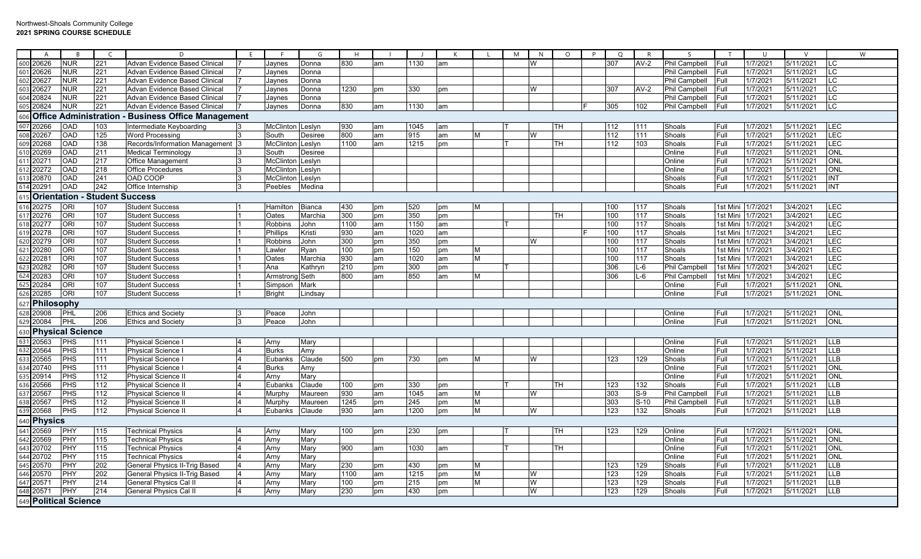Northwest-Shoals Community College
**2021 SPRING COURSE SCHEDULE**

| | A | B | C | D | E | F | G | H | I | J | K | L | M | N | O | P | Q | R | S | T | U | V | W |
|---|---|---|---|---|---|---|---|---|---|---|---|---|---|---|---|---|---|---|---|---|---|---|---|
| 600 | 20626 | NUR | 221 | Advan Evidence Based Clinical | 7 | Jaynes | Donna | 830 | am | 1130 | am | | | W | | | 307 | AV-2 | Phil Campbell | Full | 1/7/2021 | 5/11/2021 | LC |
| 601 | 20626 | NUR | 221 | Advan Evidence Based Clinical | 7 | Jaynes | Donna | | | | | | | | | | | | Phil Campbell | Full | 1/7/2021 | 5/11/2021 | LC |
| 602 | 20627 | NUR | 221 | Advan Evidence Based Clinical | 7 | Jaynes | Donna | | | | | | | | | | | | Phil Campbell | Full | 1/7/2021 | 5/11/2021 | LC |
| 603 | 20627 | NUR | 221 | Advan Evidence Based Clinical | 7 | Jaynes | Donna | 1230 | pm | 330 | pm | | | W | | | 307 | AV-2 | Phil Campbell | Full | 1/7/2021 | 5/11/2021 | LC |
| 604 | 20824 | NUR | 221 | Advan Evidence Based Clinical | 7 | Jaynes | Donna | | | | | | | | | | | | Phil Campbell | Full | 1/7/2021 | 5/11/2021 | LC |
| 605 | 20824 | NUR | 221 | Advan Evidence Based Clinical | 7 | Jaynes | Donna | 830 | am | 1130 | am | | | | | F | 305 | 102 | Phil Campbell | Full | 1/7/2021 | 5/11/2021 | LC |
| 606 | **Office Administration - Business Office Management** | | | | | | | | | | | | | | | | | | | | | | |
| 607 | 20266 | OAD | 103 | Intermediate Keyboarding | 3 | McClinton | Leslyn | 930 | am | 1045 | am | | T | | TH | | 112 | 111 | Shoals | Full | 1/7/2021 | 5/11/2021 | LEC |
| 608 | 20267 | OAD | 125 | Word Processing | 3 | South | Desiree | 800 | am | 915 | am | M | | W | | | 112 | 111 | Shoals | Full | 1/7/2021 | 5/11/2021 | LEC |
| 609 | 20268 | OAD | 138 | Records/Information Management | 3 | McClinton | Leslyn | 1100 | am | 1215 | pm | | T | | TH | | 112 | 103 | Shoals | Full | 1/7/2021 | 5/11/2021 | LEC |
| 610 | 20269 | OAD | 211 | Medical Terminology | 3 | South | Desiree | | | | | | | | | | | | Online | Full | 1/7/2021 | 5/11/2021 | ONL |
| 611 | 20271 | OAD | 217 | Office Management | 3 | McClinton | Leslyn | | | | | | | | | | | | Online | Full | 1/7/2021 | 5/11/2021 | ONL |
| 612 | 20272 | OAD | 218 | Office Procedures | 3 | McClinton | Leslyn | | | | | | | | | | | | Online | Full | 1/7/2021 | 5/11/2021 | ONL |
| 613 | 20870 | OAD | 241 | OAD COOP | 3 | McClinton | Leslyn | | | | | | | | | | | | Shoals | Full | 1/7/2021 | 5/11/2021 | INT |
| 614 | 20291 | OAD | 242 | Office Internship | 3 | Peebles | Medina | | | | | | | | | | | | Shoals | Full | 1/7/2021 | 5/11/2021 | INT |
| 615 | **Orientation - Student Success** | | | | | | | | | | | | | | | | | | | | | | |
| 616 | 20275 | ORI | 107 | Student Success | 1 | Hamilton | Bianca | 430 | pm | 520 | pm | M | | | | | 100 | 117 | Shoals | 1st Mini | 1/7/2021 | 3/4/2021 | LEC |
| 617 | 20276 | ORI | 107 | Student Success | 1 | Oates | Marchia | 300 | pm | 350 | pm | | | | TH | | 100 | 117 | Shoals | 1st Mini | 1/7/2021 | 3/4/2021 | LEC |
| 618 | 20277 | ORI | 107 | Student Success | 1 | Robbins | John | 1100 | am | 1150 | am | | T | | | | 100 | 117 | Shoals | 1st Mini | 1/7/2021 | 3/4/2021 | LEC |
| 619 | 20278 | ORI | 107 | Student Success | 1 | Phillips | Kristi | 930 | am | 1020 | am | | | | | F | 100 | 117 | Shoals | 1st Mini | 1/7/2021 | 3/4/2021 | LEC |
| 620 | 20279 | ORI | 107 | Student Success | 1 | Robbins | John | 300 | pm | 350 | pm | | | W | | | 100 | 117 | Shoals | 1st Mini | 1/7/2021 | 3/4/2021 | LEC |
| 621 | 20280 | ORI | 107 | Student Success | 1 | Lawler | Ryan | 100 | pm | 150 | pm | M | | | | | 100 | 117 | Shoals | 1st Mini | 1/7/2021 | 3/4/2021 | LEC |
| 622 | 20281 | ORI | 107 | Student Success | 1 | Oates | Marchia | 930 | am | 1020 | am | M | | | | | 100 | 117 | Shoals | 1st Mini | 1/7/2021 | 3/4/2021 | LEC |
| 623 | 20282 | ORI | 107 | Student Success | 1 | Ana | Kathryn | 210 | pm | 300 | pm | | T | | | | 306 | L-6 | Phil Campbell | 1st Mini | 1/7/2021 | 3/4/2021 | LEC |
| 624 | 20283 | ORI | 107 | Student Success | 1 | Armstrong | Seth | 800 | am | 850 | am | M | | | | | 306 | L-6 | Phil Campbell | 1st Mini | 1/7/2021 | 3/4/2021 | LEC |
| 625 | 20284 | ORI | 107 | Student Success | 1 | Simpson | Mark | | | | | | | | | | | | Online | Full | 1/7/2021 | 5/11/2021 | ONL |
| 626 | 20285 | ORI | 107 | Student Success | 1 | Bright | Lindsay | | | | | | | | | | | | Online | Full | 1/7/2021 | 5/11/2021 | ONL |
| 627 | **Philosophy** | | | | | | | | | | | | | | | | | | | | | | |
| 628 | 20908 | PHL | 206 | Ethics and Society | 3 | Peace | John | | | | | | | | | | | | Online | Full | 1/7/2021 | 5/11/2021 | ONL |
| 629 | 20084 | PHL | 206 | Ethics and Society | 3 | Peace | John | | | | | | | | | | | | Online | Full | 1/7/2021 | 5/11/2021 | ONL |
| 630 | **Physical Science** | | | | | | | | | | | | | | | | | | | | | | |
| 631 | 20563 | PHS | 111 | Physical Science I | 4 | Arny | Mary | | | | | | | | | | | | Online | Full | 1/7/2021 | 5/11/2021 | LLB |
| 632 | 20564 | PHS | 111 | Physical Science I | 4 | Burks | Amy | | | | | | | | | | | | Online | Full | 1/7/2021 | 5/11/2021 | LLB |
| 633 | 20565 | PHS | 111 | Physical Science I | 4 | Eubanks | Claude | 500 | pm | 730 | pm | M | | W | | | 123 | 129 | Shoals | Full | 1/7/2021 | 5/11/2021 | LLB |
| 634 | 20740 | PHS | 111 | Physical Science I | 4 | Burks | Amy | | | | | | | | | | | | Online | Full | 1/7/2021 | 5/11/2021 | ONL |
| 635 | 20914 | PHS | 112 | Physical Science II | 4 | Arny | Mary | | | | | | | | | | | | Online | Full | 1/7/2021 | 5/11/2021 | ONL |
| 636 | 20566 | PHS | 112 | Physical Science II | 4 | Eubanks | Claude | 100 | pm | 330 | pm | | T | | TH | | 123 | 132 | Shoals | Full | 1/7/2021 | 5/11/2021 | LLB |
| 637 | 20567 | PHS | 112 | Physical Science II | 4 | Murphy | Maureen | 930 | am | 1045 | am | M | | W | | | 303 | S-9 | Phil Campbell | Full | 1/7/2021 | 5/11/2021 | LLB |
| 638 | 20567 | PHS | 112 | Physical Science II | 4 | Murphy | Maureen | 1245 | pm | 245 | pm | M | | | | | 303 | S-10 | Phil Campbell | Full | 1/7/2021 | 5/11/2021 | LLB |
| 639 | 20568 | PHS | 112 | Physical Science II | 4 | Eubanks | Claude | 930 | am | 1200 | pm | M | | W | | | 123 | 132 | Shoals | Full | 1/7/2021 | 5/11/2021 | LLB |
| 640 | **Physics** | | | | | | | | | | | | | | | | | | | | | | |
| 641 | 20569 | PHY | 115 | Technical Physics | 4 | Arny | Mary | 100 | pm | 230 | pm | | T | | TH | | 123 | 129 | Online | Full | 1/7/2021 | 5/11/2021 | ONL |
| 642 | 20569 | PHY | 115 | Technical Physics | 4 | Arny | Mary | | | | | | | | | | | | Online | Full | 1/7/2021 | 5/11/2021 | ONL |
| 643 | 20702 | PHY | 115 | Technical Physics | 4 | Arny | Mary | 900 | am | 1030 | am | | T | | TH | | | | Online | Full | 1/7/2021 | 5/11/2021 | ONL |
| 644 | 20702 | PHY | 115 | Technical Physics | 4 | Arny | Mary | | | | | | | | | | | | Online | Full | 1/7/2021 | 5/11/2021 | ONL |
| 645 | 20570 | PHY | 202 | General Physics II-Trig Based | 4 | Arny | Mary | 230 | pm | 430 | pm | M | | | | | 123 | 129 | Shoals | Full | 1/7/2021 | 5/11/2021 | LLB |
| 646 | 20570 | PHY | 202 | General Physics II-Trig Based | 4 | Arny | Mary | 1100 | am | 1215 | pm | M | | W | | | 123 | 129 | Shoals | Full | 1/7/2021 | 5/11/2021 | LLB |
| 647 | 20571 | PHY | 214 | General Physics Cal II | 4 | Arny | Mary | 100 | pm | 215 | pm | M | | W | | | 123 | 129 | Shoals | Full | 1/7/2021 | 5/11/2021 | LLB |
| 648 | 20571 | PHY | 214 | General Physics Cal II | 4 | Arny | Mary | 230 | pm | 430 | pm | | | W | | | 123 | 129 | Shoals | Full | 1/7/2021 | 5/11/2021 | LLB |
| 649 | **Political Science** | | | | | | | | | | | | | | | | | | | | | | |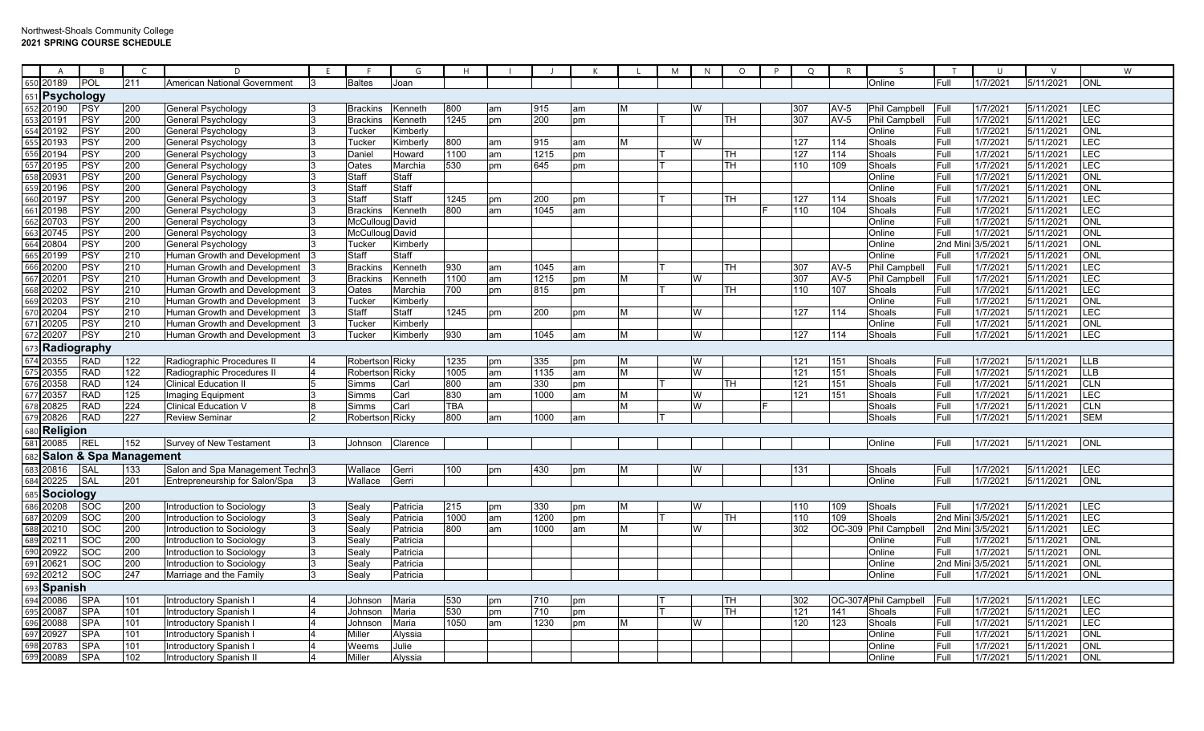Northwest-Shoals Community College
**2021 SPRING COURSE SCHEDULE**

| | A | B | C | D | E | F | G | H | I | J | K | L | M | N | O | P | Q | R | S | T | U | V | W |
|---|---|---|---|---|---|---|---|---|---|---|---|---|---|---|---|---|---|---|---|---|---|---|---|
| 650 | 20189 | POL | 211 | American National Government | 3 | Baltes | Joan | | | | | | | | | | | | Online | Full | 1/7/2021 | 5/11/2021 | ONL |
| 651 | **Psychology** | | | | | | | | | | | | | | | | | | | | | | |
| 652 | 20190 | PSY | 200 | General Psychology | 3 | Brackins | Kenneth | 800 | am | 915 | am | M | | W | | | 307 | AV-5 | Phil Campbell | Full | 1/7/2021 | 5/11/2021 | LEC |
| 653 | 20191 | PSY | 200 | General Psychology | 3 | Brackins | Kenneth | 1245 | pm | 200 | pm | | T | | TH | | 307 | AV-5 | Phil Campbell | Full | 1/7/2021 | 5/11/2021 | LEC |
| 654 | 20192 | PSY | 200 | General Psychology | 3 | Tucker | Kimberly | | | | | | | | | | | | Online | Full | 1/7/2021 | 5/11/2021 | ONL |
| 655 | 20193 | PSY | 200 | General Psychology | 3 | Tucker | Kimberly | 800 | am | 915 | am | M | | W | | | 127 | 114 | Shoals | Full | 1/7/2021 | 5/11/2021 | LEC |
| 656 | 20194 | PSY | 200 | General Psychology | 3 | Daniel | Howard | 1100 | am | 1215 | pm | | T | | TH | | 127 | 114 | Shoals | Full | 1/7/2021 | 5/11/2021 | LEC |
| 657 | 20195 | PSY | 200 | General Psychology | 3 | Oates | Marchia | 530 | pm | 645 | pm | | T | | TH | | 110 | 109 | Shoals | Full | 1/7/2021 | 5/11/2021 | LEC |
| 658 | 20931 | PSY | 200 | General Psychology | 3 | Staff | Staff | | | | | | | | | | | | Online | Full | 1/7/2021 | 5/11/2021 | ONL |
| 659 | 20196 | PSY | 200 | General Psychology | 3 | Staff | Staff | | | | | | | | | | | | Online | Full | 1/7/2021 | 5/11/2021 | ONL |
| 660 | 20197 | PSY | 200 | General Psychology | 3 | Staff | Staff | 1245 | pm | 200 | pm | | T | | TH | | 127 | 114 | Shoals | Full | 1/7/2021 | 5/11/2021 | LEC |
| 661 | 20198 | PSY | 200 | General Psychology | 3 | Brackins | Kenneth | 800 | am | 1045 | am | | | | | F | 110 | 104 | Shoals | Full | 1/7/2021 | 5/11/2021 | LEC |
| 662 | 20703 | PSY | 200 | General Psychology | 3 | McCulloug | David | | | | | | | | | | | | Online | Full | 1/7/2021 | 5/11/2021 | ONL |
| 663 | 20745 | PSY | 200 | General Psychology | 3 | McCulloug | David | | | | | | | | | | | | Online | Full | 1/7/2021 | 5/11/2021 | ONL |
| 664 | 20804 | PSY | 200 | General Psychology | 3 | Tucker | Kimberly | | | | | | | | | | | | Online | 2nd Mini | 3/5/2021 | 5/11/2021 | ONL |
| 665 | 20199 | PSY | 210 | Human Growth and Development | 3 | Staff | Staff | | | | | | | | | | | | Online | Full | 1/7/2021 | 5/11/2021 | ONL |
| 666 | 20200 | PSY | 210 | Human Growth and Development | 3 | Brackins | Kenneth | 930 | am | 1045 | am | | T | | TH | | 307 | AV-5 | Phil Campbell | Full | 1/7/2021 | 5/11/2021 | LEC |
| 667 | 20201 | PSY | 210 | Human Growth and Development | 3 | Brackins | Kenneth | 1100 | am | 1215 | pm | M | | W | | | 307 | AV-5 | Phil Campbell | Full | 1/7/2021 | 5/11/2021 | LEC |
| 668 | 20202 | PSY | 210 | Human Growth and Development | 3 | Oates | Marchia | 700 | pm | 815 | pm | | T | | TH | | 110 | 107 | Shoals | Full | 1/7/2021 | 5/11/2021 | LEC |
| 669 | 20203 | PSY | 210 | Human Growth and Development | 3 | Tucker | Kimberly | | | | | | | | | | | | Online | Full | 1/7/2021 | 5/11/2021 | ONL |
| 670 | 20204 | PSY | 210 | Human Growth and Development | 3 | Staff | Staff | 1245 | pm | 200 | pm | M | | W | | | 127 | 114 | Shoals | Full | 1/7/2021 | 5/11/2021 | LEC |
| 671 | 20205 | PSY | 210 | Human Growth and Development | 3 | Tucker | Kimberly | | | | | | | | | | | | Online | Full | 1/7/2021 | 5/11/2021 | ONL |
| 672 | 20207 | PSY | 210 | Human Growth and Development | 3 | Tucker | Kimberly | 930 | am | 1045 | am | M | | W | | | 127 | 114 | Shoals | Full | 1/7/2021 | 5/11/2021 | LEC |
| 673 | **Radiography** | | | | | | | | | | | | | | | | | | | | | | |
| 674 | 20355 | RAD | 122 | Radiographic Procedures II | 4 | Robertson | Ricky | 1235 | pm | 335 | pm | M | | W | | | 121 | 151 | Shoals | Full | 1/7/2021 | 5/11/2021 | LLB |
| 675 | 20355 | RAD | 122 | Radiographic Procedures II | 4 | Robertson | Ricky | 1005 | am | 1135 | am | M | | W | | | 121 | 151 | Shoals | Full | 1/7/2021 | 5/11/2021 | LLB |
| 676 | 20358 | RAD | 124 | Clinical Education II | 5 | Simms | Carl | 800 | am | 330 | pm | | T | | TH | | 121 | 151 | Shoals | Full | 1/7/2021 | 5/11/2021 | CLN |
| 677 | 20357 | RAD | 125 | Imaging Equipment | 3 | Simms | Carl | 830 | am | 1000 | am | M | | W | | | 121 | 151 | Shoals | Full | 1/7/2021 | 5/11/2021 | LEC |
| 678 | 20825 | RAD | 224 | Clinical Education V | 8 | Simms | Carl | TBA | | | | M | | W | | F | | | Shoals | Full | 1/7/2021 | 5/11/2021 | CLN |
| 679 | 20826 | RAD | 227 | Review Seminar | 2 | Robertson | Ricky | 800 | am | 1000 | am | | T | | | | | | Shoals | Full | 1/7/2021 | 5/11/2021 | SEM |
| 680 | **Religion** | | | | | | | | | | | | | | | | | | | | | | |
| 681 | 20085 | REL | 152 | Survey of New Testament | 3 | Johnson | Clarence | | | | | | | | | | | | Online | Full | 1/7/2021 | 5/11/2021 | ONL |
| 682 | **Salon & Spa Management** | | | | | | | | | | | | | | | | | | | | | | |
| 683 | 20816 | SAL | 133 | Salon and Spa Management Techn | 3 | Wallace | Gerri | 100 | pm | 430 | pm | M | | W | | | 131 | | Shoals | Full | 1/7/2021 | 5/11/2021 | LEC |
| 684 | 20225 | SAL | 201 | Entrepreneurship for Salon/Spa | 3 | Wallace | Gerri | | | | | | | | | | | | Online | Full | 1/7/2021 | 5/11/2021 | ONL |
| 685 | **Sociology** | | | | | | | | | | | | | | | | | | | | | | |
| 686 | 20208 | SOC | 200 | Introduction to Sociology | 3 | Sealy | Patricia | 215 | pm | 330 | pm | M | | W | | | 110 | 109 | Shoals | Full | 1/7/2021 | 5/11/2021 | LEC |
| 687 | 20209 | SOC | 200 | Introduction to Sociology | 3 | Sealy | Patricia | 1000 | am | 1200 | pm | | T | | TH | | 110 | 109 | Shoals | 2nd Mini | 3/5/2021 | 5/11/2021 | LEC |
| 688 | 20210 | SOC | 200 | Introduction to Sociology | 3 | Sealy | Patricia | 800 | am | 1000 | am | M | | W | | | 302 | OC-309 | Phil Campbell | 2nd Mini | 3/5/2021 | 5/11/2021 | LEC |
| 689 | 20211 | SOC | 200 | Introduction to Sociology | 3 | Sealy | Patricia | | | | | | | | | | | | Online | Full | 1/7/2021 | 5/11/2021 | ONL |
| 690 | 20922 | SOC | 200 | Introduction to Sociology | 3 | Sealy | Patricia | | | | | | | | | | | | Online | Full | 1/7/2021 | 5/11/2021 | ONL |
| 691 | 20621 | SOC | 200 | Introduction to Sociology | 3 | Sealy | Patricia | | | | | | | | | | | | Online | 2nd Mini | 3/5/2021 | 5/11/2021 | ONL |
| 692 | 20212 | SOC | 247 | Marriage and the Family | 3 | Sealy | Patricia | | | | | | | | | | | | Online | Full | 1/7/2021 | 5/11/2021 | ONL |
| 693 | **Spanish** | | | | | | | | | | | | | | | | | | | | | | |
| 694 | 20086 | SPA | 101 | Introductory Spanish I | 4 | Johnson | Maria | 530 | pm | 710 | pm | | T | | TH | | 302 | OC-307A | Phil Campbell | Full | 1/7/2021 | 5/11/2021 | LEC |
| 695 | 20087 | SPA | 101 | Introductory Spanish I | 4 | Johnson | Maria | 530 | pm | 710 | pm | | T | | TH | | 121 | 141 | Shoals | Full | 1/7/2021 | 5/11/2021 | LEC |
| 696 | 20088 | SPA | 101 | Introductory Spanish I | 4 | Johnson | Maria | 1050 | am | 1230 | pm | M | | W | | | 120 | 123 | Shoals | Full | 1/7/2021 | 5/11/2021 | LEC |
| 697 | 20927 | SPA | 101 | Introductory Spanish I | 4 | Miller | Alyssia | | | | | | | | | | | | Online | Full | 1/7/2021 | 5/11/2021 | ONL |
| 698 | 20783 | SPA | 101 | Introductory Spanish I | 4 | Weems | Julie | | | | | | | | | | | | Online | Full | 1/7/2021 | 5/11/2021 | ONL |
| 699 | 20089 | SPA | 102 | Introductory Spanish II | 4 | Miller | Alyssia | | | | | | | | | | | | Online | Full | 1/7/2021 | 5/11/2021 | ONL |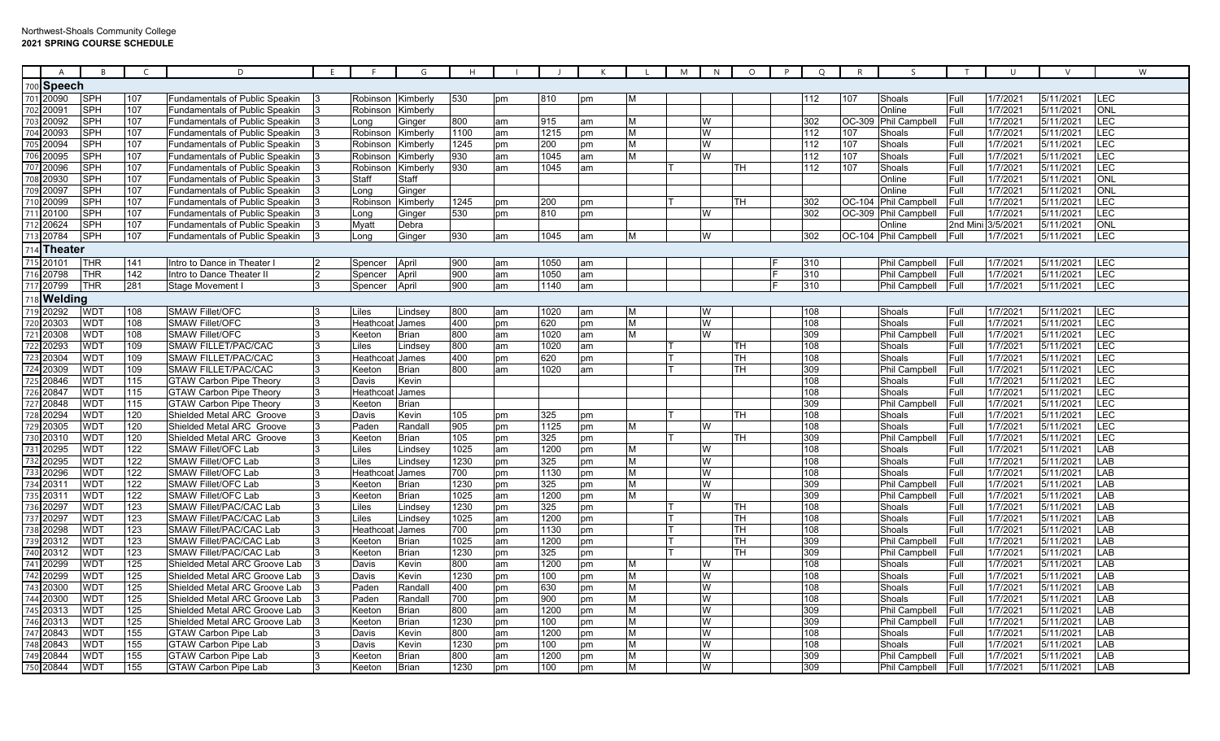Northwest-Shoals Community College
**2021 SPRING COURSE SCHEDULE**

| | A | B | C | D | E | F | G | H | I | J | K | L | M | N | O | P | Q | R | S | T | U | V | W |
|---|---|---|---|---|---|---|---|---|---|---|---|---|---|---|---|---|---|---|---|---|---|---|---|
| 700 | **Speech** | | | | | | | | | | | | | | | | | | | | | | |
| 701 | 20090 | SPH | 107 | Fundamentals of Public Speakin | 3 | Robinson | Kimberly | 530 | pm | 810 | pm | M | | | | | 112 | 107 | Shoals | Full | 1/7/2021 | 5/11/2021 | LEC |
| 702 | 20091 | SPH | 107 | Fundamentals of Public Speakin | 3 | Robinson | Kimberly | | | | | | | | | | | | Online | Full | 1/7/2021 | 5/11/2021 | ONL |
| 703 | 20092 | SPH | 107 | Fundamentals of Public Speakin | 3 | Long | Ginger | 800 | am | 915 | am | M | | W | | | 302 | OC-309 | Phil Campbell | Full | 1/7/2021 | 5/11/2021 | LEC |
| 704 | 20093 | SPH | 107 | Fundamentals of Public Speakin | 3 | Robinson | Kimberly | 1100 | am | 1215 | pm | M | | W | | | 112 | 107 | Shoals | Full | 1/7/2021 | 5/11/2021 | LEC |
| 705 | 20094 | SPH | 107 | Fundamentals of Public Speakin | 3 | Robinson | Kimberly | 1245 | pm | 200 | pm | M | | W | | | 112 | 107 | Shoals | Full | 1/7/2021 | 5/11/2021 | LEC |
| 706 | 20095 | SPH | 107 | Fundamentals of Public Speakin | 3 | Robinson | Kimberly | 930 | am | 1045 | am | M | | W | | | 112 | 107 | Shoals | Full | 1/7/2021 | 5/11/2021 | LEC |
| 707 | 20096 | SPH | 107 | Fundamentals of Public Speakin | 3 | Robinson | Kimberly | 930 | am | 1045 | am | | T | | TH | | 112 | 107 | Shoals | Full | 1/7/2021 | 5/11/2021 | LEC |
| 708 | 20930 | SPH | 107 | Fundamentals of Public Speakin | 3 | Staff | Staff | | | | | | | | | | | | Online | Full | 1/7/2021 | 5/11/2021 | ONL |
| 709 | 20097 | SPH | 107 | Fundamentals of Public Speakin | 3 | Long | Ginger | | | | | | | | | | | | Online | Full | 1/7/2021 | 5/11/2021 | ONL |
| 710 | 20099 | SPH | 107 | Fundamentals of Public Speakin | 3 | Robinson | Kimberly | 1245 | pm | 200 | pm | | T | | TH | | 302 | OC-104 | Phil Campbell | Full | 1/7/2021 | 5/11/2021 | LEC |
| 711 | 20100 | SPH | 107 | Fundamentals of Public Speakin | 3 | Long | Ginger | 530 | pm | 810 | pm | | | W | | | 302 | OC-309 | Phil Campbell | Full | 1/7/2021 | 5/11/2021 | LEC |
| 712 | 20624 | SPH | 107 | Fundamentals of Public Speakin | 3 | Myatt | Debra | | | | | | | | | | | | Online | 2nd Mini | 3/5/2021 | 5/11/2021 | ONL |
| 713 | 20784 | SPH | 107 | Fundamentals of Public Speakin | 3 | Long | Ginger | 930 | am | 1045 | am | M | | W | | | 302 | OC-104 | Phil Campbell | Full | 1/7/2021 | 5/11/2021 | LEC |
| 714 | **Theater** | | | | | | | | | | | | | | | | | | | | | | |
| 715 | 20101 | THR | 141 | Intro to Dance in Theater I | 2 | Spencer | April | 900 | am | 1050 | am | | | | | F | 310 | | Phil Campbell | Full | 1/7/2021 | 5/11/2021 | LEC |
| 716 | 20798 | THR | 142 | Intro to Dance Theater II | 2 | Spencer | April | 900 | am | 1050 | am | | | | | F | 310 | | Phil Campbell | Full | 1/7/2021 | 5/11/2021 | LEC |
| 717 | 20799 | THR | 281 | Stage Movement I | 3 | Spencer | April | 900 | am | 1140 | am | | | | | F | 310 | | Phil Campbell | Full | 1/7/2021 | 5/11/2021 | LEC |
| 718 | **Welding** | | | | | | | | | | | | | | | | | | | | | | |
| 719 | 20292 | WDT | 108 | SMAW Fillet/OFC | 3 | Liles | Lindsey | 800 | am | 1020 | am | M | | W | | | 108 | | Shoals | Full | 1/7/2021 | 5/11/2021 | LEC |
| 720 | 20303 | WDT | 108 | SMAW Fillet/OFC | 3 | Heathcoat | James | 400 | pm | 620 | pm | M | | W | | | 108 | | Shoals | Full | 1/7/2021 | 5/11/2021 | LEC |
| 721 | 20308 | WDT | 108 | SMAW Fillet/OFC | 3 | Keeton | Brian | 800 | am | 1020 | am | M | | W | | | 309 | | Phil Campbell | Full | 1/7/2021 | 5/11/2021 | LEC |
| 722 | 20293 | WDT | 109 | SMAW FILLET/PAC/CAC | 3 | Liles | Lindsey | 800 | am | 1020 | am | | T | | TH | | 108 | | Shoals | Full | 1/7/2021 | 5/11/2021 | LEC |
| 723 | 20304 | WDT | 109 | SMAW FILLET/PAC/CAC | 3 | Heathcoat | James | 400 | pm | 620 | pm | | T | | TH | | 108 | | Shoals | Full | 1/7/2021 | 5/11/2021 | LEC |
| 724 | 20309 | WDT | 109 | SMAW FILLET/PAC/CAC | 3 | Keeton | Brian | 800 | am | 1020 | am | | T | | TH | | 309 | | Phil Campbell | Full | 1/7/2021 | 5/11/2021 | LEC |
| 725 | 20846 | WDT | 115 | GTAW Carbon Pipe Theory | 3 | Davis | Kevin | | | | | | | | | | 108 | | Shoals | Full | 1/7/2021 | 5/11/2021 | LEC |
| 726 | 20847 | WDT | 115 | GTAW Carbon Pipe Theory | 3 | Heathcoat | James | | | | | | | | | | 108 | | Shoals | Full | 1/7/2021 | 5/11/2021 | LEC |
| 727 | 20848 | WDT | 115 | GTAW Carbon Pipe Theory | 3 | Keeton | Brian | | | | | | | | | | 309 | | Phil Campbell | Full | 1/7/2021 | 5/11/2021 | LEC |
| 728 | 20294 | WDT | 120 | Shielded Metal ARC Groove | 3 | Davis | Kevin | 105 | pm | 325 | pm | | T | | TH | | 108 | | Shoals | Full | 1/7/2021 | 5/11/2021 | LEC |
| 729 | 20305 | WDT | 120 | Shielded Metal ARC Groove | 3 | Paden | Randall | 905 | pm | 1125 | pm | M | | W | | | 108 | | Shoals | Full | 1/7/2021 | 5/11/2021 | LEC |
| 730 | 20310 | WDT | 120 | Shielded Metal ARC Groove | 3 | Keeton | Brian | 105 | pm | 325 | pm | | T | | TH | | 309 | | Phil Campbell | Full | 1/7/2021 | 5/11/2021 | LEC |
| 731 | 20295 | WDT | 122 | SMAW Fillet/OFC Lab | 3 | Liles | Lindsey | 1025 | am | 1200 | pm | M | | W | | | 108 | | Shoals | Full | 1/7/2021 | 5/11/2021 | LAB |
| 732 | 20295 | WDT | 122 | SMAW Fillet/OFC Lab | 3 | Liles | Lindsey | 1230 | pm | 325 | pm | M | | W | | | 108 | | Shoals | Full | 1/7/2021 | 5/11/2021 | LAB |
| 733 | 20296 | WDT | 122 | SMAW Fillet/OFC Lab | 3 | Heathcoat | James | 700 | pm | 1130 | pm | M | | W | | | 108 | | Shoals | Full | 1/7/2021 | 5/11/2021 | LAB |
| 734 | 20311 | WDT | 122 | SMAW Fillet/OFC Lab | 3 | Keeton | Brian | 1230 | pm | 325 | pm | M | | W | | | 309 | | Phil Campbell | Full | 1/7/2021 | 5/11/2021 | LAB |
| 735 | 20311 | WDT | 122 | SMAW Fillet/OFC Lab | 3 | Keeton | Brian | 1025 | am | 1200 | pm | M | | W | | | 309 | | Phil Campbell | Full | 1/7/2021 | 5/11/2021 | LAB |
| 736 | 20297 | WDT | 123 | SMAW Fillet/PAC/CAC Lab | 3 | Liles | Lindsey | 1230 | pm | 325 | pm | | T | | TH | | 108 | | Shoals | Full | 1/7/2021 | 5/11/2021 | LAB |
| 737 | 20297 | WDT | 123 | SMAW Fillet/PAC/CAC Lab | 3 | Liles | Lindsey | 1025 | am | 1200 | pm | | T | | TH | | 108 | | Shoals | Full | 1/7/2021 | 5/11/2021 | LAB |
| 738 | 20298 | WDT | 123 | SMAW Fillet/PAC/CAC Lab | 3 | Heathcoat | James | 700 | pm | 1130 | pm | | T | | TH | | 108 | | Shoals | Full | 1/7/2021 | 5/11/2021 | LAB |
| 739 | 20312 | WDT | 123 | SMAW Fillet/PAC/CAC Lab | 3 | Keeton | Brian | 1025 | am | 1200 | pm | | T | | TH | | 309 | | Phil Campbell | Full | 1/7/2021 | 5/11/2021 | LAB |
| 740 | 20312 | WDT | 123 | SMAW Fillet/PAC/CAC Lab | 3 | Keeton | Brian | 1230 | pm | 325 | pm | | T | | TH | | 309 | | Phil Campbell | Full | 1/7/2021 | 5/11/2021 | LAB |
| 741 | 20299 | WDT | 125 | Shielded Metal ARC Groove Lab | 3 | Davis | Kevin | 800 | am | 1200 | pm | M | | W | | | 108 | | Shoals | Full | 1/7/2021 | 5/11/2021 | LAB |
| 742 | 20299 | WDT | 125 | Shielded Metal ARC Groove Lab | 3 | Davis | Kevin | 1230 | pm | 100 | pm | M | | W | | | 108 | | Shoals | Full | 1/7/2021 | 5/11/2021 | LAB |
| 743 | 20300 | WDT | 125 | Shielded Metal ARC Groove Lab | 3 | Paden | Randall | 400 | pm | 630 | pm | M | | W | | | 108 | | Shoals | Full | 1/7/2021 | 5/11/2021 | LAB |
| 744 | 20300 | WDT | 125 | Shielded Metal ARC Groove Lab | 3 | Paden | Randall | 700 | pm | 900 | pm | M | | W | | | 108 | | Shoals | Full | 1/7/2021 | 5/11/2021 | LAB |
| 745 | 20313 | WDT | 125 | Shielded Metal ARC Groove Lab | 3 | Keeton | Brian | 800 | am | 1200 | pm | M | | W | | | 309 | | Phil Campbell | Full | 1/7/2021 | 5/11/2021 | LAB |
| 746 | 20313 | WDT | 125 | Shielded Metal ARC Groove Lab | 3 | Keeton | Brian | 1230 | pm | 100 | pm | M | | W | | | 309 | | Phil Campbell | Full | 1/7/2021 | 5/11/2021 | LAB |
| 747 | 20843 | WDT | 155 | GTAW Carbon Pipe Lab | 3 | Davis | Kevin | 800 | am | 1200 | pm | M | | W | | | 108 | | Shoals | Full | 1/7/2021 | 5/11/2021 | LAB |
| 748 | 20843 | WDT | 155 | GTAW Carbon Pipe Lab | 3 | Davis | Kevin | 1230 | pm | 100 | pm | M | | W | | | 108 | | Shoals | Full | 1/7/2021 | 5/11/2021 | LAB |
| 749 | 20844 | WDT | 155 | GTAW Carbon Pipe Lab | 3 | Keeton | Brian | 800 | am | 1200 | pm | M | | W | | | 309 | | Phil Campbell | Full | 1/7/2021 | 5/11/2021 | LAB |
| 750 | 20844 | WDT | 155 | GTAW Carbon Pipe Lab | 3 | Keeton | Brian | 1230 | pm | 100 | pm | M | | W | | | 309 | | Phil Campbell | Full | 1/7/2021 | 5/11/2021 | LAB |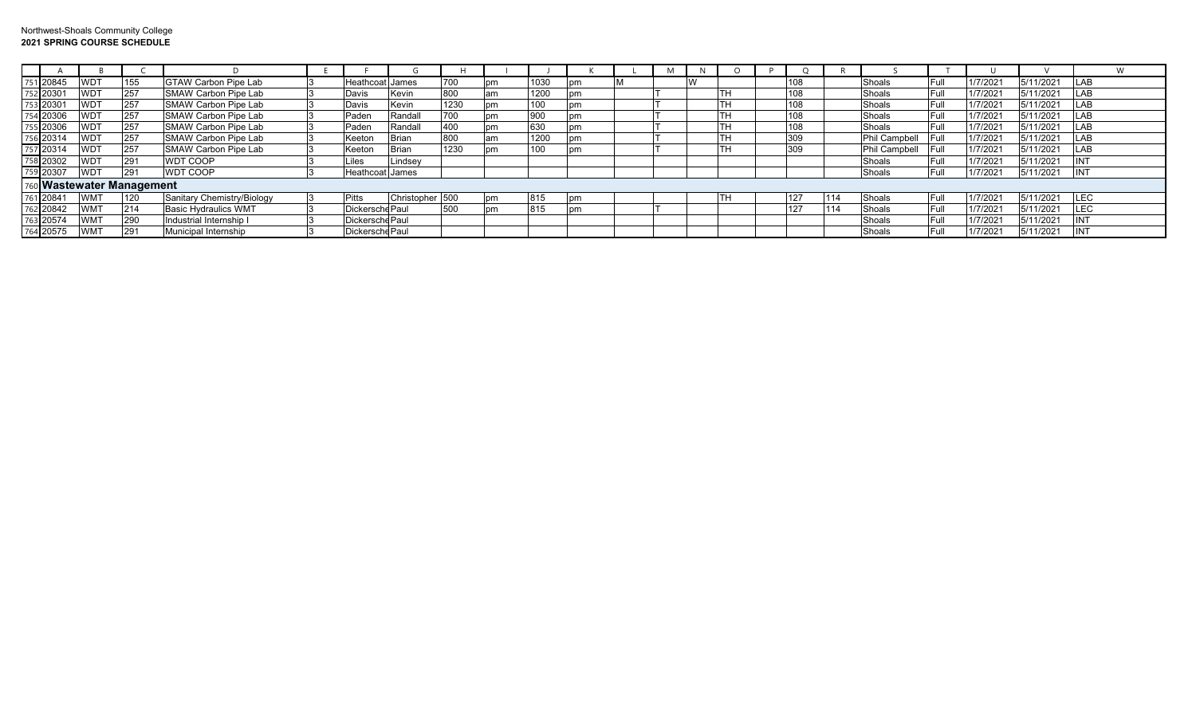Northwest-Shoals Community College
**2021 SPRING COURSE SCHEDULE**

| | A | B | C | D | E | F | G | H | I | J | K | L | M | N | O | P | Q | R | S | T | U | V | W |
|---|---|---|---|---|---|---|---|---|---|---|---|---|---|---|---|---|---|---|---|---|---|---|---|
| 751 | 20845 | WDT | 155 | GTAW Carbon Pipe Lab | 3 | Heathcoat | James | 700 | pm | 1030 | pm | M | | W | | | 108 | | Shoals | Full | 1/7/2021 | 5/11/2021 | LAB |
| 752 | 20301 | WDT | 257 | SMAW Carbon Pipe Lab | 3 | Davis | Kevin | 800 | am | 1200 | pm | | T | | TH | | 108 | | Shoals | Full | 1/7/2021 | 5/11/2021 | LAB |
| 753 | 20301 | WDT | 257 | SMAW Carbon Pipe Lab | 3 | Davis | Kevin | 1230 | pm | 100 | pm | | T | | TH | | 108 | | Shoals | Full | 1/7/2021 | 5/11/2021 | LAB |
| 754 | 20306 | WDT | 257 | SMAW Carbon Pipe Lab | 3 | Paden | Randall | 700 | pm | 900 | pm | | T | | TH | | 108 | | Shoals | Full | 1/7/2021 | 5/11/2021 | LAB |
| 755 | 20306 | WDT | 257 | SMAW Carbon Pipe Lab | 3 | Paden | Randall | 400 | pm | 630 | pm | | T | | TH | | 108 | | Shoals | Full | 1/7/2021 | 5/11/2021 | LAB |
| 756 | 20314 | WDT | 257 | SMAW Carbon Pipe Lab | 3 | Keeton | Brian | 800 | am | 1200 | pm | | T | | TH | | 309 | | Phil Campbell | Full | 1/7/2021 | 5/11/2021 | LAB |
| 757 | 20314 | WDT | 257 | SMAW Carbon Pipe Lab | 3 | Keeton | Brian | 1230 | pm | 100 | pm | | T | | TH | | 309 | | Phil Campbell | Full | 1/7/2021 | 5/11/2021 | LAB |
| 758 | 20302 | WDT | 291 | WDT COOP | 3 | Liles | Lindsey | | | | | | | | | | | | Shoals | Full | 1/7/2021 | 5/11/2021 | INT |
| 759 | 20307 | WDT | 291 | WDT COOP | 3 | Heathcoat | James | | | | | | | | | | | | Shoals | Full | 1/7/2021 | 5/11/2021 | INT |
| 760 | **Wastewater Management** | | | | | | | | | | | | | | | | | | | | | | |
| 761 | 20841 | WMT | 120 | Sanitary Chemistry/Biology | 3 | Pitts | Christopher | 500 | pm | 815 | pm | | | | TH | | 127 | 114 | Shoals | Full | 1/7/2021 | 5/11/2021 | LEC |
| 762 | 20842 | WMT | 214 | Basic Hydraulics WMT | 3 | Dickersche | Paul | 500 | pm | 815 | pm | | T | | | | 127 | 114 | Shoals | Full | 1/7/2021 | 5/11/2021 | LEC |
| 763 | 20574 | WMT | 290 | Industrial Internship I | 3 | Dickersche | Paul | | | | | | | | | | | | Shoals | Full | 1/7/2021 | 5/11/2021 | INT |
| 764 | 20575 | WMT | 291 | Municipal Internship | 3 | Dickersche | Paul | | | | | | | | | | | | Shoals | Full | 1/7/2021 | 5/11/2021 | INT |